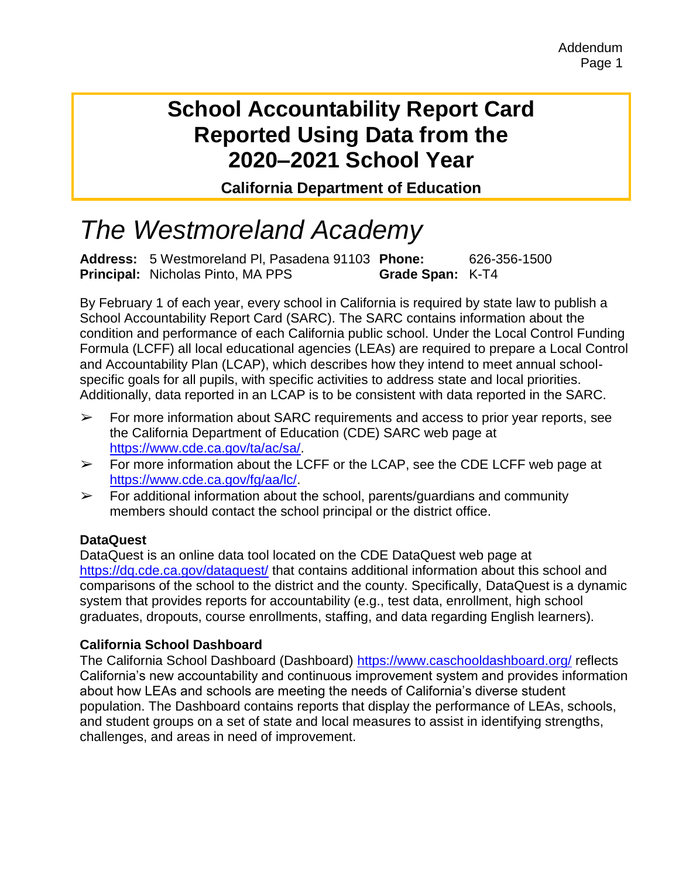# School Accountability Report Card Reported Using Data from the 2020–2021 School Year

**California Department of Education**

## *The Westmoreland Academy*

**Address:** 5 Westmoreland Pl, Pasadena 91103 **Phone:** 626-356-1500
**Principal:** Nicholas Pinto, MA PPS **Grade Span:** K-T4

By February 1 of each year, every school in California is required by state law to publish a School Accountability Report Card (SARC). The SARC contains information about the condition and performance of each California public school. Under the Local Control Funding Formula (LCFF) all local educational agencies (LEAs) are required to prepare a Local Control and Accountability Plan (LCAP), which describes how they intend to meet annual school-specific goals for all pupils, with specific activities to address state and local priorities. Additionally, data reported in an LCAP is to be consistent with data reported in the SARC.

- For more information about SARC requirements and access to prior year reports, see the California Department of Education (CDE) SARC web page at https://www.cde.ca.gov/ta/ac/sa/.
- For more information about the LCFF or the LCAP, see the CDE LCFF web page at https://www.cde.ca.gov/fg/aa/lc/.
- For additional information about the school, parents/guardians and community members should contact the school principal or the district office.

### DataQuest

DataQuest is an online data tool located on the CDE DataQuest web page at https://dq.cde.ca.gov/dataquest/ that contains additional information about this school and comparisons of the school to the district and the county. Specifically, DataQuest is a dynamic system that provides reports for accountability (e.g., test data, enrollment, high school graduates, dropouts, course enrollments, staffing, and data regarding English learners).

### California School Dashboard

The California School Dashboard (Dashboard) https://www.caschooldashboard.org/ reflects California's new accountability and continuous improvement system and provides information about how LEAs and schools are meeting the needs of California's diverse student population. The Dashboard contains reports that display the performance of LEAs, schools, and student groups on a set of state and local measures to assist in identifying strengths, challenges, and areas in need of improvement.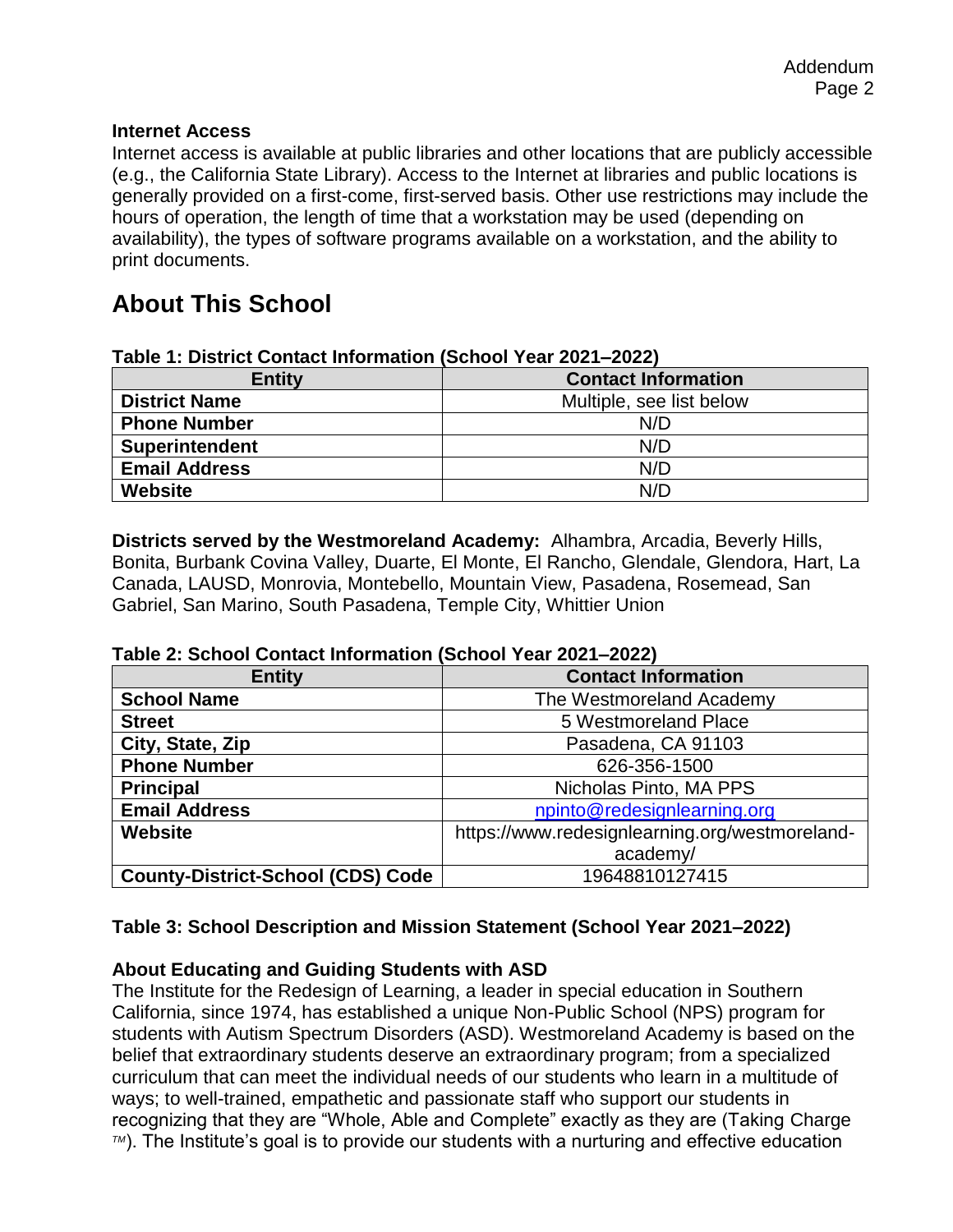**Internet Access**

Internet access is available at public libraries and other locations that are publicly accessible (e.g., the California State Library). Access to the Internet at libraries and public locations is generally provided on a first-come, first-served basis. Other use restrictions may include the hours of operation, the length of time that a workstation may be used (depending on availability), the types of software programs available on a workstation, and the ability to print documents.

# About This School

**Table 1: District Contact Information (School Year 2021–2022)**

| Entity | Contact Information |
|---|---|
| **District Name** | Multiple, see list below |
| **Phone Number** | N/D |
| **Superintendent** | N/D |
| **Email Address** | N/D |
| **Website** | N/D |

**Districts served by the Westmoreland Academy:** Alhambra, Arcadia, Beverly Hills, Bonita, Burbank Covina Valley, Duarte, El Monte, El Rancho, Glendale, Glendora, Hart, La Canada, LAUSD, Monrovia, Montebello, Mountain View, Pasadena, Rosemead, San Gabriel, San Marino, South Pasadena, Temple City, Whittier Union

**Table 2: School Contact Information (School Year 2021–2022)**

| Entity | Contact Information |
|---|---|
| **School Name** | The Westmoreland Academy |
| **Street** | 5 Westmoreland Place |
| **City, State, Zip** | Pasadena, CA 91103 |
| **Phone Number** | 626-356-1500 |
| **Principal** | Nicholas Pinto, MA PPS |
| **Email Address** | npinto@redesignlearning.org |
| **Website** | https://www.redesignlearning.org/westmoreland-academy/ |
| **County-District-School (CDS) Code** | 19648810127415 |

**Table 3: School Description and Mission Statement (School Year 2021–2022)**

**About Educating and Guiding Students with ASD**

The Institute for the Redesign of Learning, a leader in special education in Southern California, since 1974, has established a unique Non-Public School (NPS) program for students with Autism Spectrum Disorders (ASD). Westmoreland Academy is based on the belief that extraordinary students deserve an extraordinary program; from a specialized curriculum that can meet the individual needs of our students who learn in a multitude of ways; to well-trained, empathetic and passionate staff who support our students in recognizing that they are "Whole, Able and Complete" exactly as they are (Taking Charge ™). The Institute's goal is to provide our students with a nurturing and effective education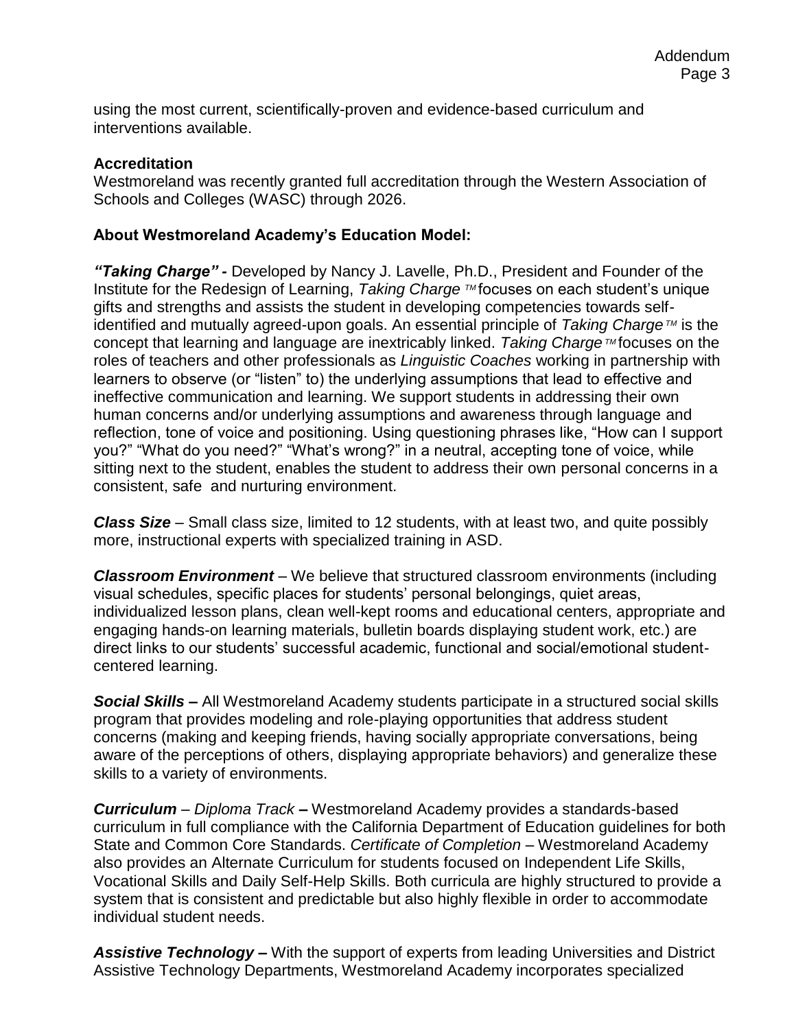using the most current, scientifically-proven and evidence-based curriculum and interventions available.

**Accreditation**

Westmoreland was recently granted full accreditation through the Western Association of Schools and Colleges (WASC) through 2026.

## About Westmoreland Academy's Education Model:

***"Taking Charge" -*** Developed by Nancy J. Lavelle, Ph.D., President and Founder of the Institute for the Redesign of Learning, *Taking Charge ™* focuses on each student's unique gifts and strengths and assists the student in developing competencies towards self-identified and mutually agreed-upon goals. An essential principle of *Taking Charge ™* is the concept that learning and language are inextricably linked. *Taking Charge ™* focuses on the roles of teachers and other professionals as *Linguistic Coaches* working in partnership with learners to observe (or "listen" to) the underlying assumptions that lead to effective and ineffective communication and learning. We support students in addressing their own human concerns and/or underlying assumptions and awareness through language and reflection, tone of voice and positioning. Using questioning phrases like, "How can I support you?" "What do you need?" "What's wrong?" in a neutral, accepting tone of voice, while sitting next to the student, enables the student to address their own personal concerns in a consistent, safe and nurturing environment.

***Class Size*** – Small class size, limited to 12 students, with at least two, and quite possibly more, instructional experts with specialized training in ASD.

***Classroom Environment*** – We believe that structured classroom environments (including visual schedules, specific places for students' personal belongings, quiet areas, individualized lesson plans, clean well-kept rooms and educational centers, appropriate and engaging hands-on learning materials, bulletin boards displaying student work, etc.) are direct links to our students' successful academic, functional and social/emotional student-centered learning.

***Social Skills –*** All Westmoreland Academy students participate in a structured social skills program that provides modeling and role-playing opportunities that address student concerns (making and keeping friends, having socially appropriate conversations, being aware of the perceptions of others, displaying appropriate behaviors) and generalize these skills to a variety of environments.

***Curriculum*** – *Diploma Track* **–** Westmoreland Academy provides a standards-based curriculum in full compliance with the California Department of Education guidelines for both State and Common Core Standards. *Certificate of Completion* – Westmoreland Academy also provides an Alternate Curriculum for students focused on Independent Life Skills, Vocational Skills and Daily Self-Help Skills. Both curricula are highly structured to provide a system that is consistent and predictable but also highly flexible in order to accommodate individual student needs.

***Assistive Technology –*** With the support of experts from leading Universities and District Assistive Technology Departments, Westmoreland Academy incorporates specialized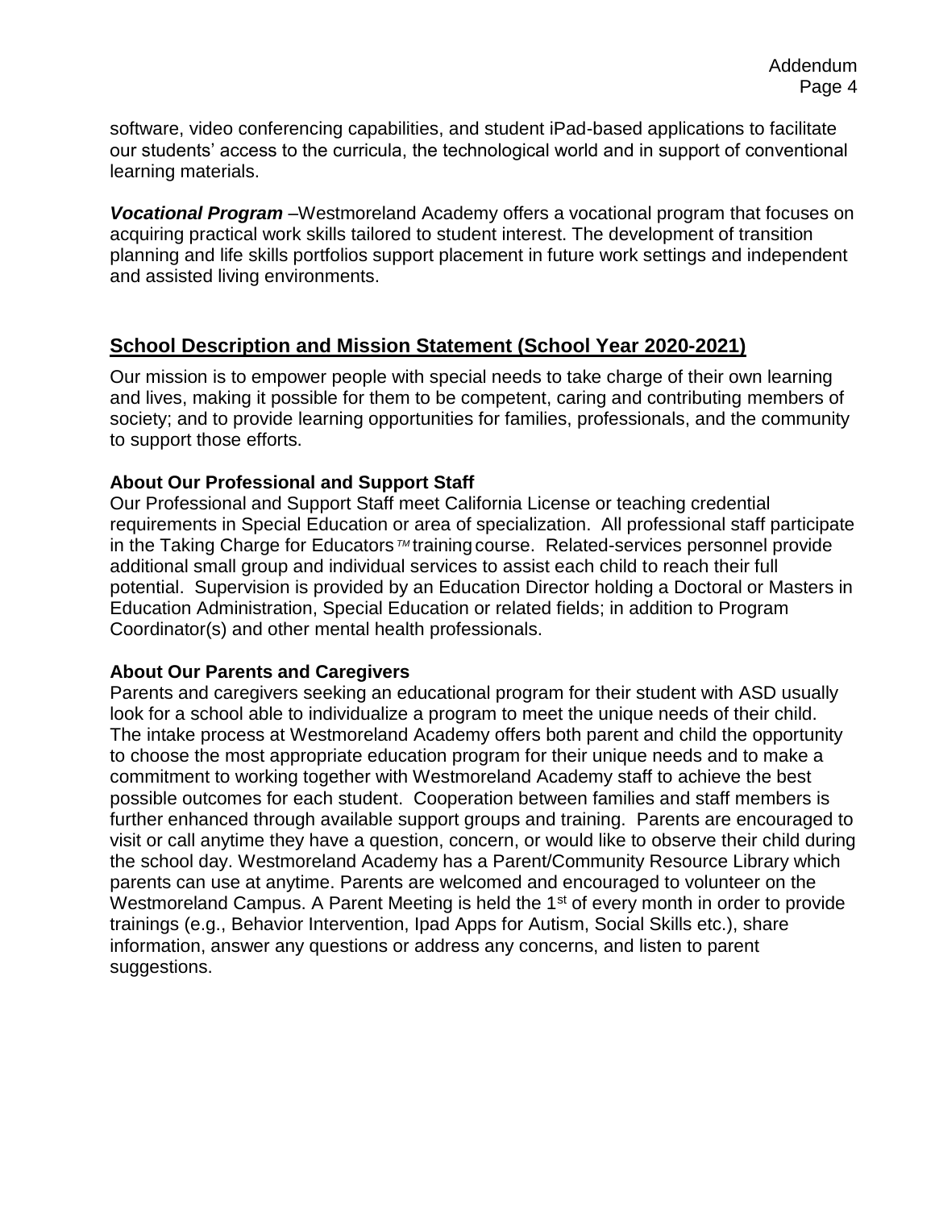software, video conferencing capabilities, and student iPad-based applications to facilitate our students' access to the curricula, the technological world and in support of conventional learning materials.

***Vocational Program*** –Westmoreland Academy offers a vocational program that focuses on acquiring practical work skills tailored to student interest. The development of transition planning and life skills portfolios support placement in future work settings and independent and assisted living environments.

## School Description and Mission Statement (School Year 2020-2021)

Our mission is to empower people with special needs to take charge of their own learning and lives, making it possible for them to be competent, caring and contributing members of society; and to provide learning opportunities for families, professionals, and the community to support those efforts.

### About Our Professional and Support Staff

Our Professional and Support Staff meet California License or teaching credential requirements in Special Education or area of specialization. All professional staff participate in the Taking Charge for Educators™ training course. Related-services personnel provide additional small group and individual services to assist each child to reach their full potential. Supervision is provided by an Education Director holding a Doctoral or Masters in Education Administration, Special Education or related fields; in addition to Program Coordinator(s) and other mental health professionals.

### About Our Parents and Caregivers

Parents and caregivers seeking an educational program for their student with ASD usually look for a school able to individualize a program to meet the unique needs of their child. The intake process at Westmoreland Academy offers both parent and child the opportunity to choose the most appropriate education program for their unique needs and to make a commitment to working together with Westmoreland Academy staff to achieve the best possible outcomes for each student. Cooperation between families and staff members is further enhanced through available support groups and training. Parents are encouraged to visit or call anytime they have a question, concern, or would like to observe their child during the school day. Westmoreland Academy has a Parent/Community Resource Library which parents can use at anytime. Parents are welcomed and encouraged to volunteer on the Westmoreland Campus. A Parent Meeting is held the 1st of every month in order to provide trainings (e.g., Behavior Intervention, Ipad Apps for Autism, Social Skills etc.), share information, answer any questions or address any concerns, and listen to parent suggestions.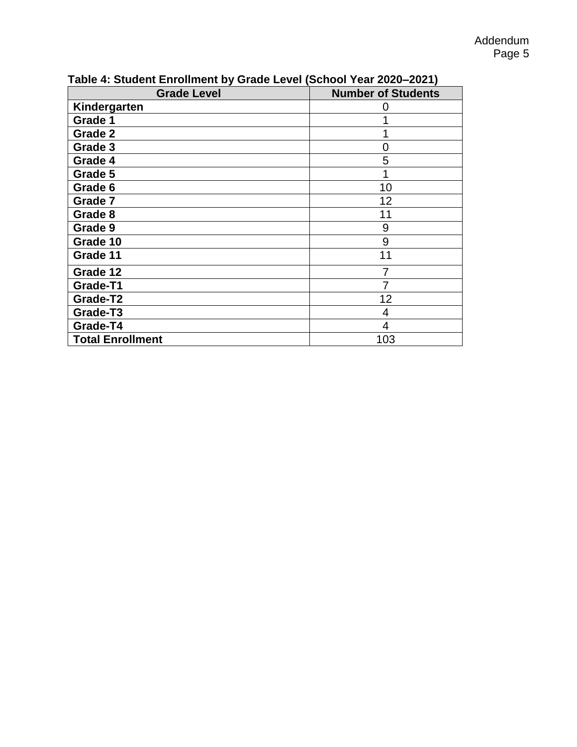**Table 4: Student Enrollment by Grade Level (School Year 2020–2021)**

| Grade Level | Number of Students |
| --- | --- |
| **Kindergarten** | 0 |
| **Grade 1** | 1 |
| **Grade 2** | 1 |
| **Grade 3** | 0 |
| **Grade 4** | 5 |
| **Grade 5** | 1 |
| **Grade 6** | 10 |
| **Grade 7** | 12 |
| **Grade 8** | 11 |
| **Grade 9** | 9 |
| **Grade 10** | 9 |
| **Grade 11** | 11 |
| **Grade 12** | 7 |
| **Grade-T1** | 7 |
| **Grade-T2** | 12 |
| **Grade-T3** | 4 |
| **Grade-T4** | 4 |
| **Total Enrollment** | 103 |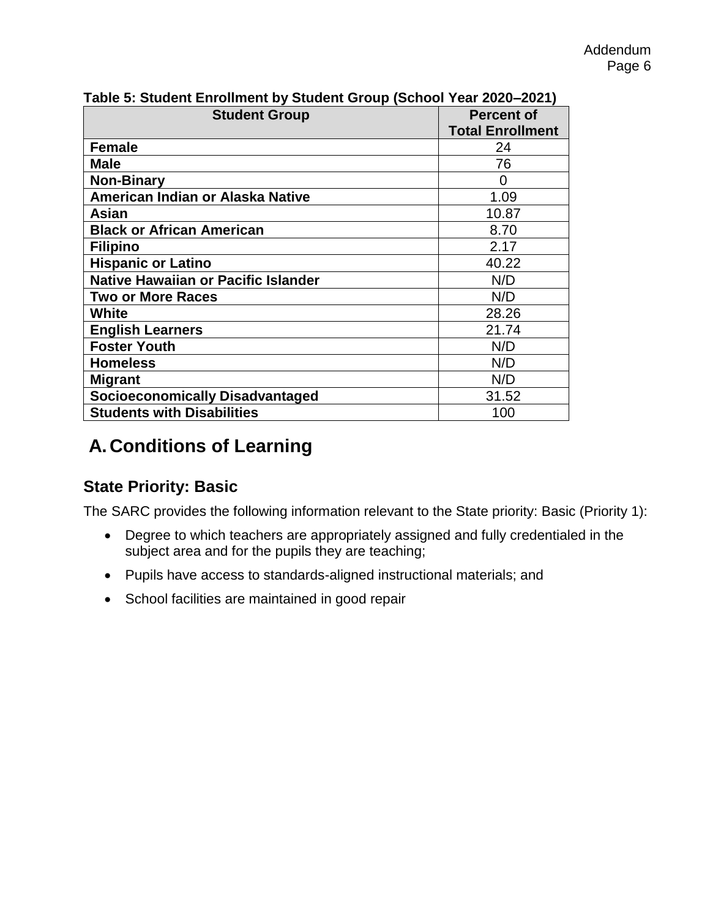**Table 5: Student Enrollment by Student Group (School Year 2020–2021)**

| Student Group | Percent of Total Enrollment |
| --- | --- |
| **Female** | 24 |
| **Male** | 76 |
| **Non-Binary** | 0 |
| **American Indian or Alaska Native** | 1.09 |
| **Asian** | 10.87 |
| **Black or African American** | 8.70 |
| **Filipino** | 2.17 |
| **Hispanic or Latino** | 40.22 |
| **Native Hawaiian or Pacific Islander** | N/D |
| **Two or More Races** | N/D |
| **White** | 28.26 |
| **English Learners** | 21.74 |
| **Foster Youth** | N/D |
| **Homeless** | N/D |
| **Migrant** | N/D |
| **Socioeconomically Disadvantaged** | 31.52 |
| **Students with Disabilities** | 100 |

# A. Conditions of Learning

## State Priority: Basic

The SARC provides the following information relevant to the State priority: Basic (Priority 1):

- Degree to which teachers are appropriately assigned and fully credentialed in the subject area and for the pupils they are teaching;
- Pupils have access to standards-aligned instructional materials; and
- School facilities are maintained in good repair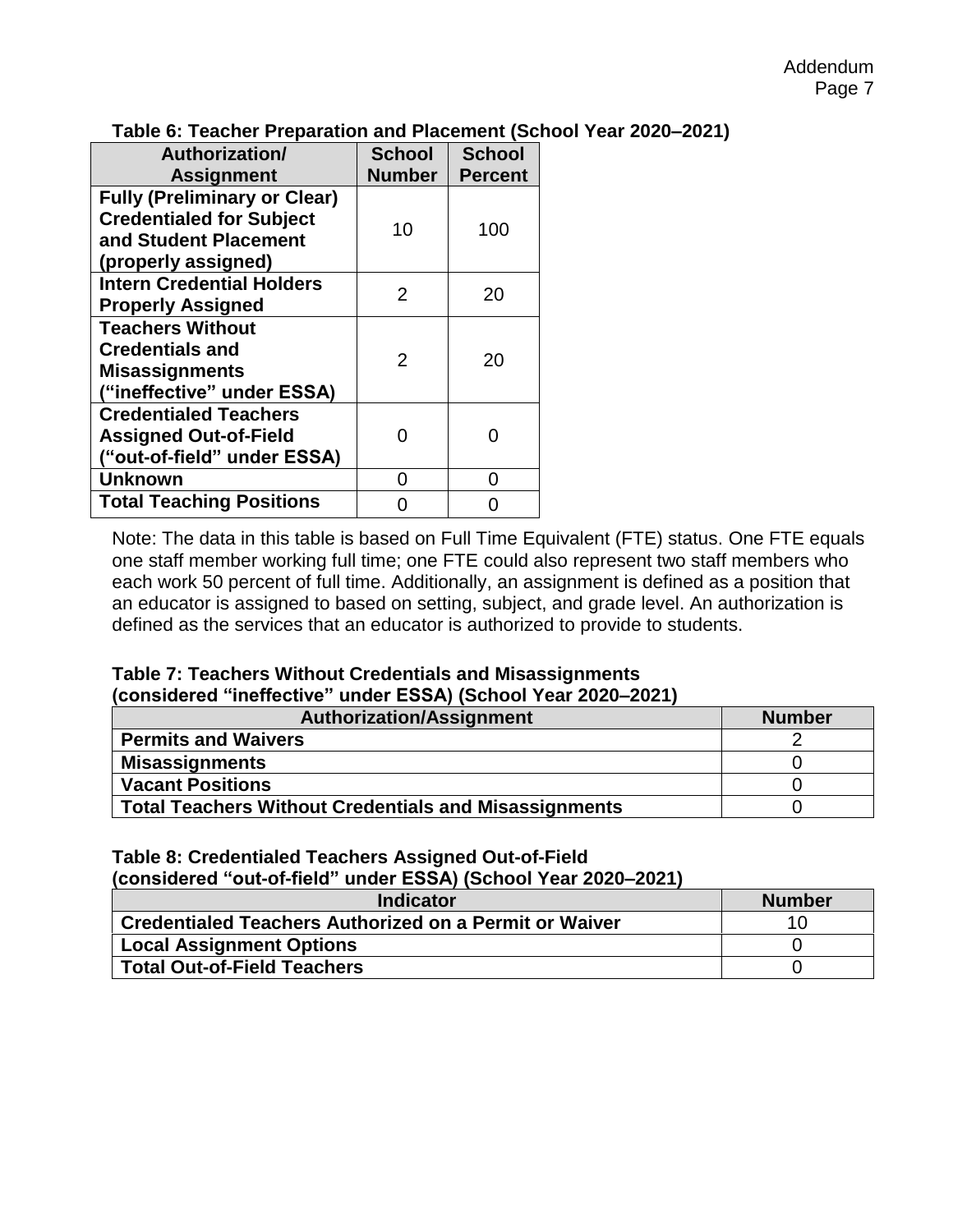**Table 6: Teacher Preparation and Placement (School Year 2020–2021)**

| Authorization/ Assignment | School Number | School Percent |
| --- | --- | --- |
| **Fully (Preliminary or Clear) Credentialed for Subject and Student Placement (properly assigned)** | 10 | 100 |
| **Intern Credential Holders Properly Assigned** | 2 | 20 |
| **Teachers Without Credentials and Misassignments (“ineffective” under ESSA)** | 2 | 20 |
| **Credentialed Teachers Assigned Out-of-Field (“out-of-field” under ESSA)** | 0 | 0 |
| **Unknown** | 0 | 0 |
| **Total Teaching Positions** | 0 | 0 |

Note: The data in this table is based on Full Time Equivalent (FTE) status. One FTE equals one staff member working full time; one FTE could also represent two staff members who each work 50 percent of full time. Additionally, an assignment is defined as a position that an educator is assigned to based on setting, subject, and grade level. An authorization is defined as the services that an educator is authorized to provide to students.

**Table 7: Teachers Without Credentials and Misassignments (considered “ineffective” under ESSA) (School Year 2020–2021)**

| Authorization/Assignment | Number |
| --- | --- |
| **Permits and Waivers** | 2 |
| **Misassignments** | 0 |
| **Vacant Positions** | 0 |
| **Total Teachers Without Credentials and Misassignments** | 0 |

**Table 8: Credentialed Teachers Assigned Out-of-Field (considered “out-of-field” under ESSA) (School Year 2020–2021)**

| Indicator | Number |
| --- | --- |
| **Credentialed Teachers Authorized on a Permit or Waiver** | 10 |
| **Local Assignment Options** | 0 |
| **Total Out-of-Field Teachers** | 0 |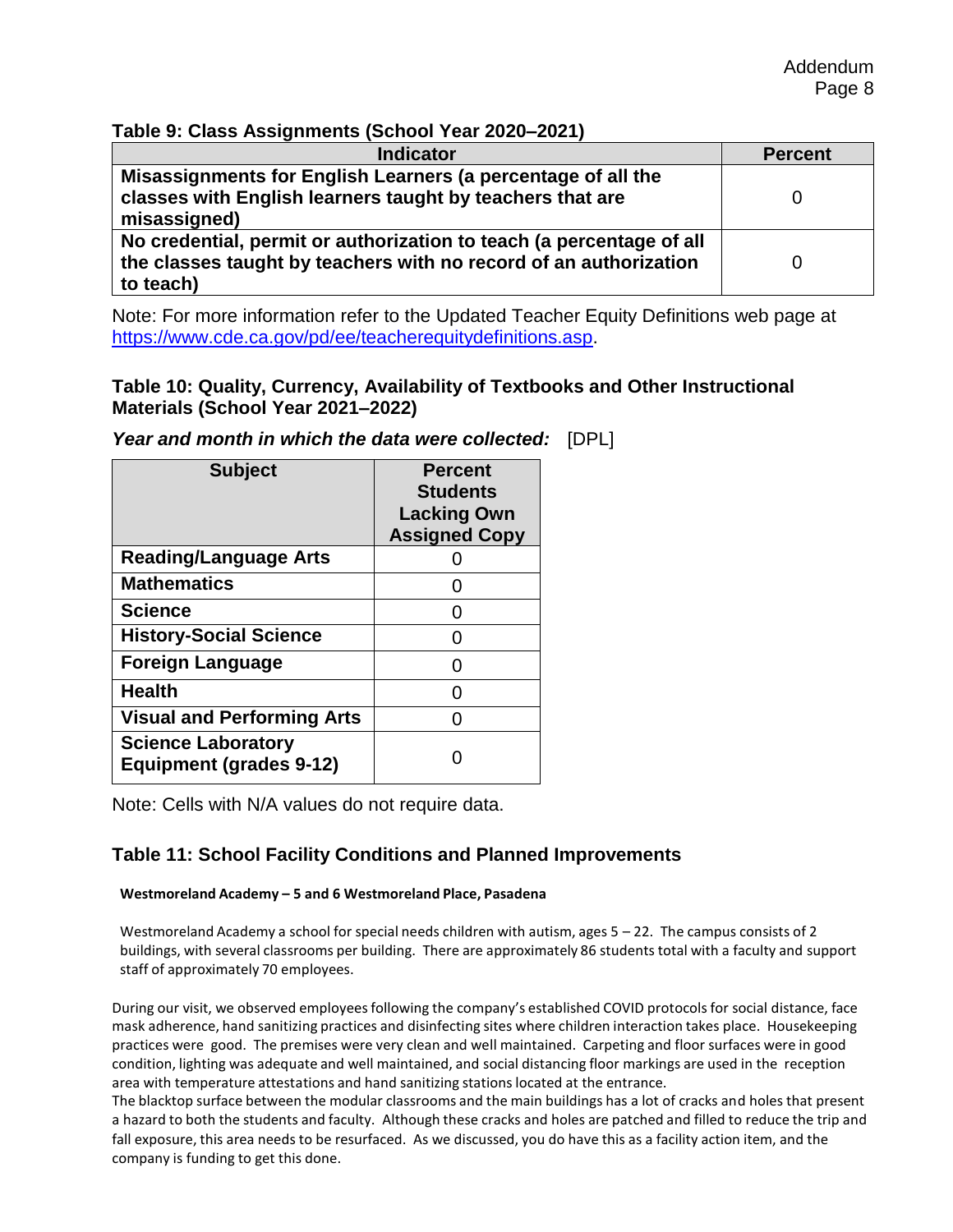### Table 9: Class Assignments (School Year 2020–2021)

| Indicator | Percent |
|---|---|
| Misassignments for English Learners (a percentage of all the classes with English learners taught by teachers that are misassigned) | 0 |
| No credential, permit or authorization to teach (a percentage of all the classes taught by teachers with no record of an authorization to teach) | 0 |

Note: For more information refer to the Updated Teacher Equity Definitions web page at https://www.cde.ca.gov/pd/ee/teacherequitydefinitions.asp.

### Table 10: Quality, Currency, Availability of Textbooks and Other Instructional Materials (School Year 2021–2022)

***Year and month in which the data were collected:*** [DPL]

| Subject | Percent Students Lacking Own Assigned Copy |
|---|---|
| Reading/Language Arts | 0 |
| Mathematics | 0 |
| Science | 0 |
| History-Social Science | 0 |
| Foreign Language | 0 |
| Health | 0 |
| Visual and Performing Arts | 0 |
| Science Laboratory Equipment (grades 9-12) | 0 |

Note: Cells with N/A values do not require data.

### Table 11: School Facility Conditions and Planned Improvements

**Westmoreland Academy – 5 and 6 Westmoreland Place, Pasadena**

Westmoreland Academy a school for special needs children with autism, ages 5 – 22. The campus consists of 2 buildings, with several classrooms per building. There are approximately 86 students total with a faculty and support staff of approximately 70 employees.

During our visit, we observed employees following the company's established COVID protocols for social distance, face mask adherence, hand sanitizing practices and disinfecting sites where children interaction takes place. Housekeeping practices were good. The premises were very clean and well maintained. Carpeting and floor surfaces were in good condition, lighting was adequate and well maintained, and social distancing floor markings are used in the reception area with temperature attestations and hand sanitizing stations located at the entrance.
The blacktop surface between the modular classrooms and the main buildings has a lot of cracks and holes that present a hazard to both the students and faculty. Although these cracks and holes are patched and filled to reduce the trip and fall exposure, this area needs to be resurfaced. As we discussed, you do have this as a facility action item, and the company is funding to get this done.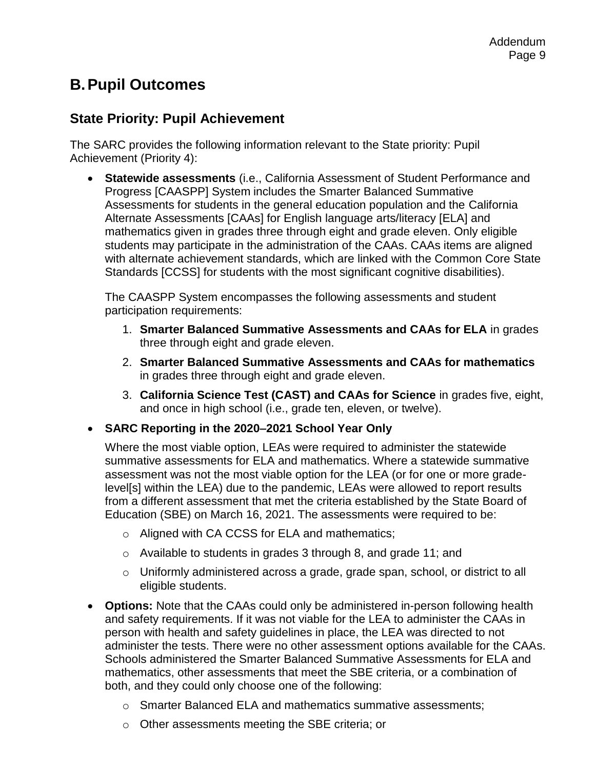## B. Pupil Outcomes

### State Priority: Pupil Achievement

The SARC provides the following information relevant to the State priority: Pupil Achievement (Priority 4):

- **Statewide assessments** (i.e., California Assessment of Student Performance and Progress [CAASPP] System includes the Smarter Balanced Summative Assessments for students in the general education population and the California Alternate Assessments [CAAs] for English language arts/literacy [ELA] and mathematics given in grades three through eight and grade eleven. Only eligible students may participate in the administration of the CAAs. CAAs items are aligned with alternate achievement standards, which are linked with the Common Core State Standards [CCSS] for students with the most significant cognitive disabilities).

  The CAASPP System encompasses the following assessments and student participation requirements:

  1. **Smarter Balanced Summative Assessments and CAAs for ELA** in grades three through eight and grade eleven.
  2. **Smarter Balanced Summative Assessments and CAAs for mathematics** in grades three through eight and grade eleven.
  3. **California Science Test (CAST) and CAAs for Science** in grades five, eight, and once in high school (i.e., grade ten, eleven, or twelve).

- **SARC Reporting in the 2020–2021 School Year Only**

  Where the most viable option, LEAs were required to administer the statewide summative assessments for ELA and mathematics. Where a statewide summative assessment was not the most viable option for the LEA (or for one or more grade-level[s] within the LEA) due to the pandemic, LEAs were allowed to report results from a different assessment that met the criteria established by the State Board of Education (SBE) on March 16, 2021. The assessments were required to be:

  - Aligned with CA CCSS for ELA and mathematics;
  - Available to students in grades 3 through 8, and grade 11; and
  - Uniformly administered across a grade, grade span, school, or district to all eligible students.

- **Options:** Note that the CAAs could only be administered in-person following health and safety requirements. If it was not viable for the LEA to administer the CAAs in person with health and safety guidelines in place, the LEA was directed to not administer the tests. There were no other assessment options available for the CAAs. Schools administered the Smarter Balanced Summative Assessments for ELA and mathematics, other assessments that meet the SBE criteria, or a combination of both, and they could only choose one of the following:

  - Smarter Balanced ELA and mathematics summative assessments;
  - Other assessments meeting the SBE criteria; or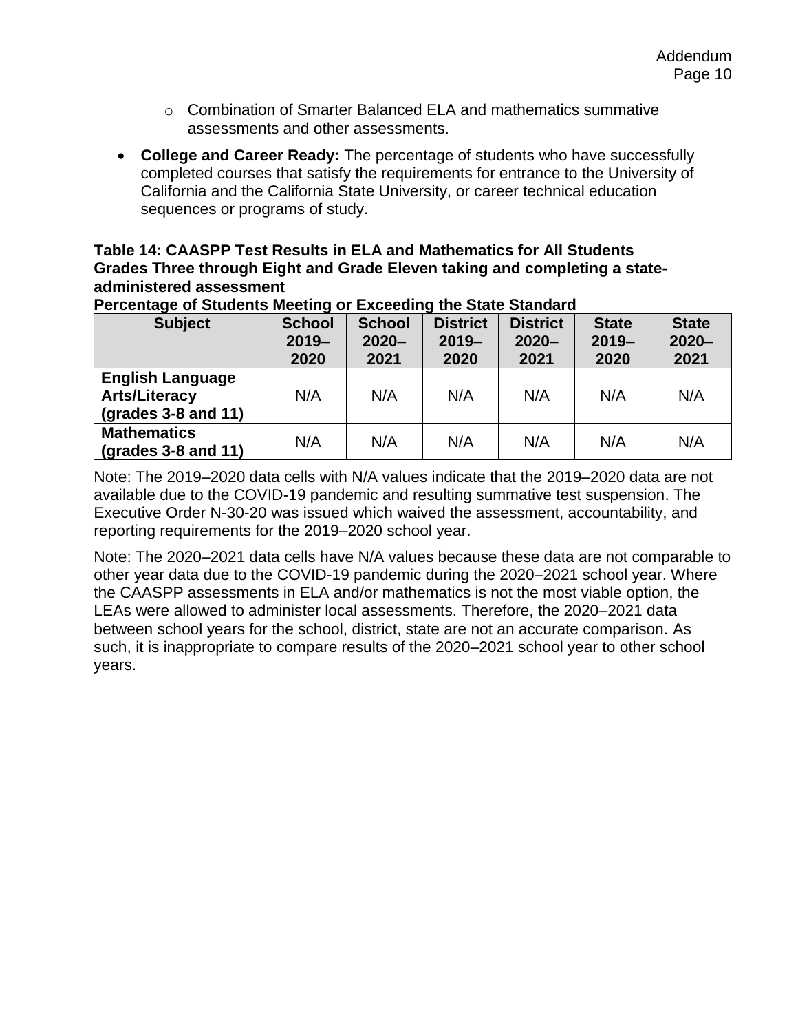- Combination of Smarter Balanced ELA and mathematics summative assessments and other assessments.

- **College and Career Ready:** The percentage of students who have successfully completed courses that satisfy the requirements for entrance to the University of California and the California State University, or career technical education sequences or programs of study.

**Table 14: CAASPP Test Results in ELA and Mathematics for All Students Grades Three through Eight and Grade Eleven taking and completing a state-administered assessment**

**Percentage of Students Meeting or Exceeding the State Standard**

| Subject | School 2019–2020 | School 2020–2021 | District 2019–2020 | District 2020–2021 | State 2019–2020 | State 2020–2021 |
|---|---|---|---|---|---|---|
| **English Language Arts/Literacy (grades 3-8 and 11)** | N/A | N/A | N/A | N/A | N/A | N/A |
| **Mathematics (grades 3-8 and 11)** | N/A | N/A | N/A | N/A | N/A | N/A |

Note: The 2019–2020 data cells with N/A values indicate that the 2019–2020 data are not available due to the COVID-19 pandemic and resulting summative test suspension. The Executive Order N-30-20 was issued which waived the assessment, accountability, and reporting requirements for the 2019–2020 school year.

Note: The 2020–2021 data cells have N/A values because these data are not comparable to other year data due to the COVID-19 pandemic during the 2020–2021 school year. Where the CAASPP assessments in ELA and/or mathematics is not the most viable option, the LEAs were allowed to administer local assessments. Therefore, the 2020–2021 data between school years for the school, district, state are not an accurate comparison. As such, it is inappropriate to compare results of the 2020–2021 school year to other school years.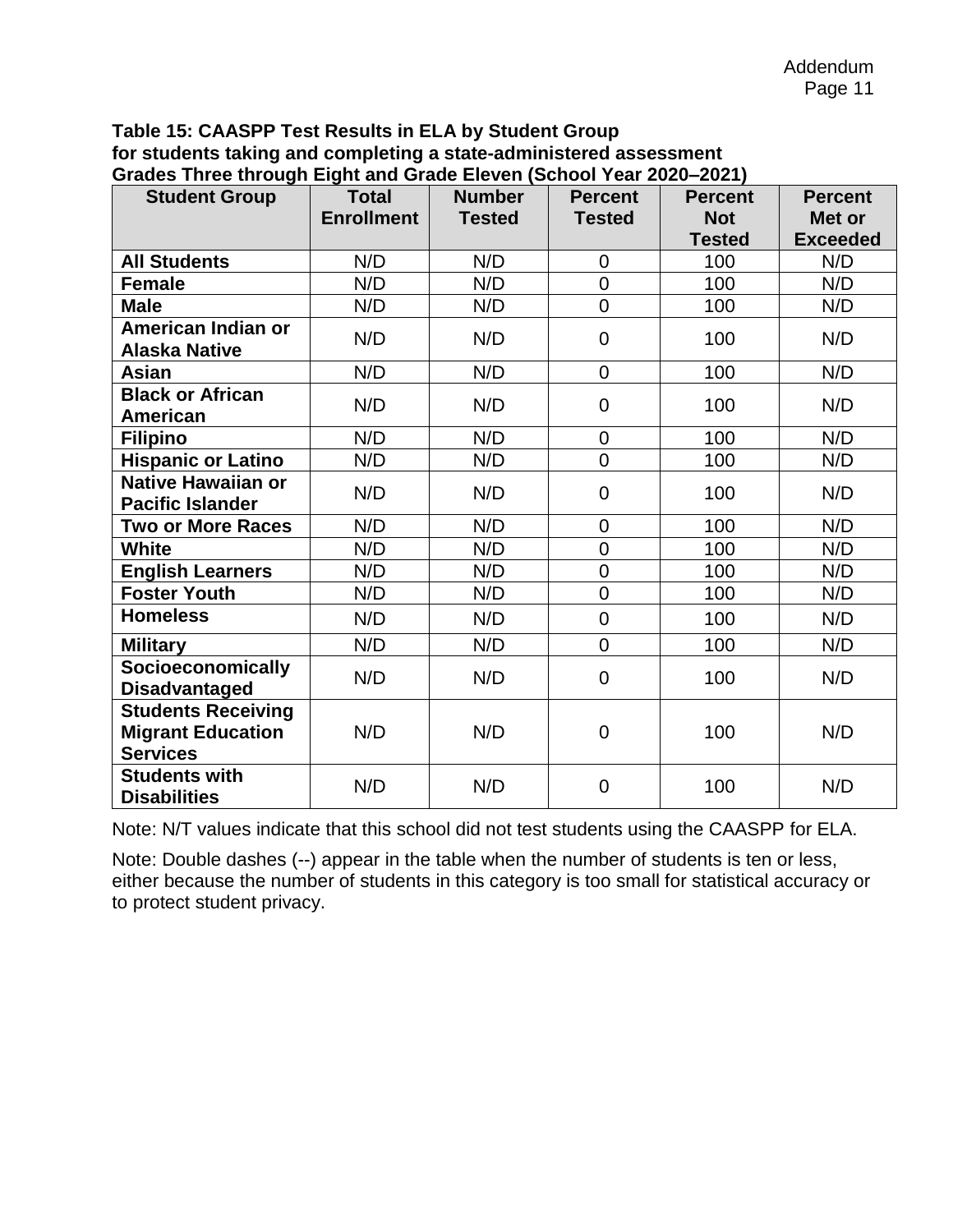**Table 15: CAASPP Test Results in ELA by Student Group for students taking and completing a state-administered assessment Grades Three through Eight and Grade Eleven (School Year 2020–2021)**

| Student Group | Total Enrollment | Number Tested | Percent Tested | Percent Not Tested | Percent Met or Exceeded |
|---|---|---|---|---|---|
| **All Students** | N/D | N/D | 0 | 100 | N/D |
| **Female** | N/D | N/D | 0 | 100 | N/D |
| **Male** | N/D | N/D | 0 | 100 | N/D |
| **American Indian or Alaska Native** | N/D | N/D | 0 | 100 | N/D |
| **Asian** | N/D | N/D | 0 | 100 | N/D |
| **Black or African American** | N/D | N/D | 0 | 100 | N/D |
| **Filipino** | N/D | N/D | 0 | 100 | N/D |
| **Hispanic or Latino** | N/D | N/D | 0 | 100 | N/D |
| **Native Hawaiian or Pacific Islander** | N/D | N/D | 0 | 100 | N/D |
| **Two or More Races** | N/D | N/D | 0 | 100 | N/D |
| **White** | N/D | N/D | 0 | 100 | N/D |
| **English Learners** | N/D | N/D | 0 | 100 | N/D |
| **Foster Youth** | N/D | N/D | 0 | 100 | N/D |
| **Homeless** | N/D | N/D | 0 | 100 | N/D |
| **Military** | N/D | N/D | 0 | 100 | N/D |
| **Socioeconomically Disadvantaged** | N/D | N/D | 0 | 100 | N/D |
| **Students Receiving Migrant Education Services** | N/D | N/D | 0 | 100 | N/D |
| **Students with Disabilities** | N/D | N/D | 0 | 100 | N/D |

Note: N/T values indicate that this school did not test students using the CAASPP for ELA.

Note: Double dashes (--) appear in the table when the number of students is ten or less, either because the number of students in this category is too small for statistical accuracy or to protect student privacy.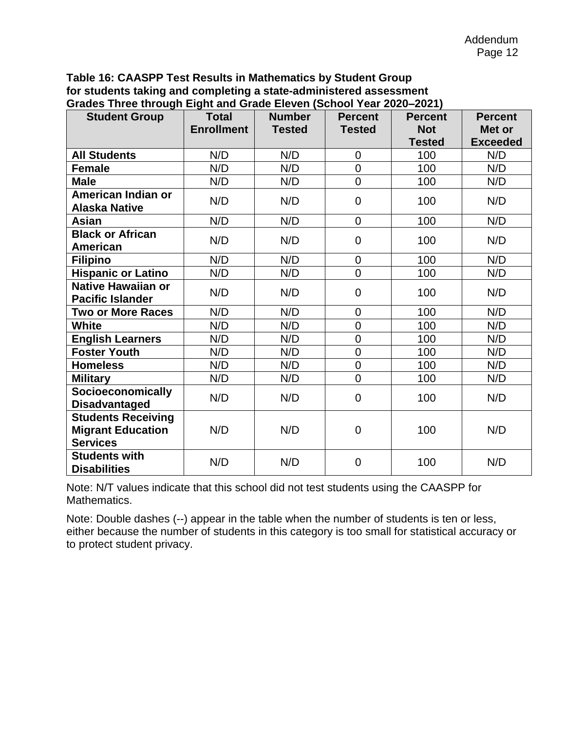**Table 16: CAASPP Test Results in Mathematics by Student Group for students taking and completing a state-administered assessment Grades Three through Eight and Grade Eleven (School Year 2020–2021)**

| Student Group | Total Enrollment | Number Tested | Percent Tested | Percent Not Tested | Percent Met or Exceeded |
|---|---|---|---|---|---|
| **All Students** | N/D | N/D | 0 | 100 | N/D |
| **Female** | N/D | N/D | 0 | 100 | N/D |
| **Male** | N/D | N/D | 0 | 100 | N/D |
| **American Indian or Alaska Native** | N/D | N/D | 0 | 100 | N/D |
| **Asian** | N/D | N/D | 0 | 100 | N/D |
| **Black or African American** | N/D | N/D | 0 | 100 | N/D |
| **Filipino** | N/D | N/D | 0 | 100 | N/D |
| **Hispanic or Latino** | N/D | N/D | 0 | 100 | N/D |
| **Native Hawaiian or Pacific Islander** | N/D | N/D | 0 | 100 | N/D |
| **Two or More Races** | N/D | N/D | 0 | 100 | N/D |
| **White** | N/D | N/D | 0 | 100 | N/D |
| **English Learners** | N/D | N/D | 0 | 100 | N/D |
| **Foster Youth** | N/D | N/D | 0 | 100 | N/D |
| **Homeless** | N/D | N/D | 0 | 100 | N/D |
| **Military** | N/D | N/D | 0 | 100 | N/D |
| **Socioeconomically Disadvantaged** | N/D | N/D | 0 | 100 | N/D |
| **Students Receiving Migrant Education Services** | N/D | N/D | 0 | 100 | N/D |
| **Students with Disabilities** | N/D | N/D | 0 | 100 | N/D |

Note: N/T values indicate that this school did not test students using the CAASPP for Mathematics.

Note: Double dashes (--) appear in the table when the number of students is ten or less, either because the number of students in this category is too small for statistical accuracy or to protect student privacy.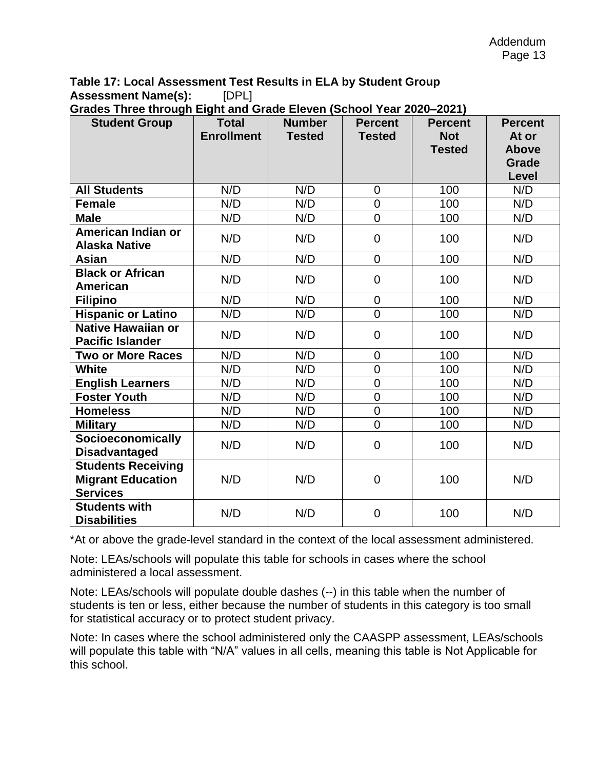**Table 17: Local Assessment Test Results in ELA by Student Group**
**Assessment Name(s):** [DPL]
**Grades Three through Eight and Grade Eleven (School Year 2020–2021)**

| Student Group | Total Enrollment | Number Tested | Percent Tested | Percent Not Tested | Percent At or Above Grade Level |
|---|---|---|---|---|---|
| **All Students** | N/D | N/D | 0 | 100 | N/D |
| **Female** | N/D | N/D | 0 | 100 | N/D |
| **Male** | N/D | N/D | 0 | 100 | N/D |
| **American Indian or Alaska Native** | N/D | N/D | 0 | 100 | N/D |
| **Asian** | N/D | N/D | 0 | 100 | N/D |
| **Black or African American** | N/D | N/D | 0 | 100 | N/D |
| **Filipino** | N/D | N/D | 0 | 100 | N/D |
| **Hispanic or Latino** | N/D | N/D | 0 | 100 | N/D |
| **Native Hawaiian or Pacific Islander** | N/D | N/D | 0 | 100 | N/D |
| **Two or More Races** | N/D | N/D | 0 | 100 | N/D |
| **White** | N/D | N/D | 0 | 100 | N/D |
| **English Learners** | N/D | N/D | 0 | 100 | N/D |
| **Foster Youth** | N/D | N/D | 0 | 100 | N/D |
| **Homeless** | N/D | N/D | 0 | 100 | N/D |
| **Military** | N/D | N/D | 0 | 100 | N/D |
| **Socioeconomically Disadvantaged** | N/D | N/D | 0 | 100 | N/D |
| **Students Receiving Migrant Education Services** | N/D | N/D | 0 | 100 | N/D |
| **Students with Disabilities** | N/D | N/D | 0 | 100 | N/D |

*At or above the grade-level standard in the context of the local assessment administered.

Note: LEAs/schools will populate this table for schools in cases where the school administered a local assessment.

Note: LEAs/schools will populate double dashes (--) in this table when the number of students is ten or less, either because the number of students in this category is too small for statistical accuracy or to protect student privacy.

Note: In cases where the school administered only the CAASPP assessment, LEAs/schools will populate this table with "N/A" values in all cells, meaning this table is Not Applicable for this school.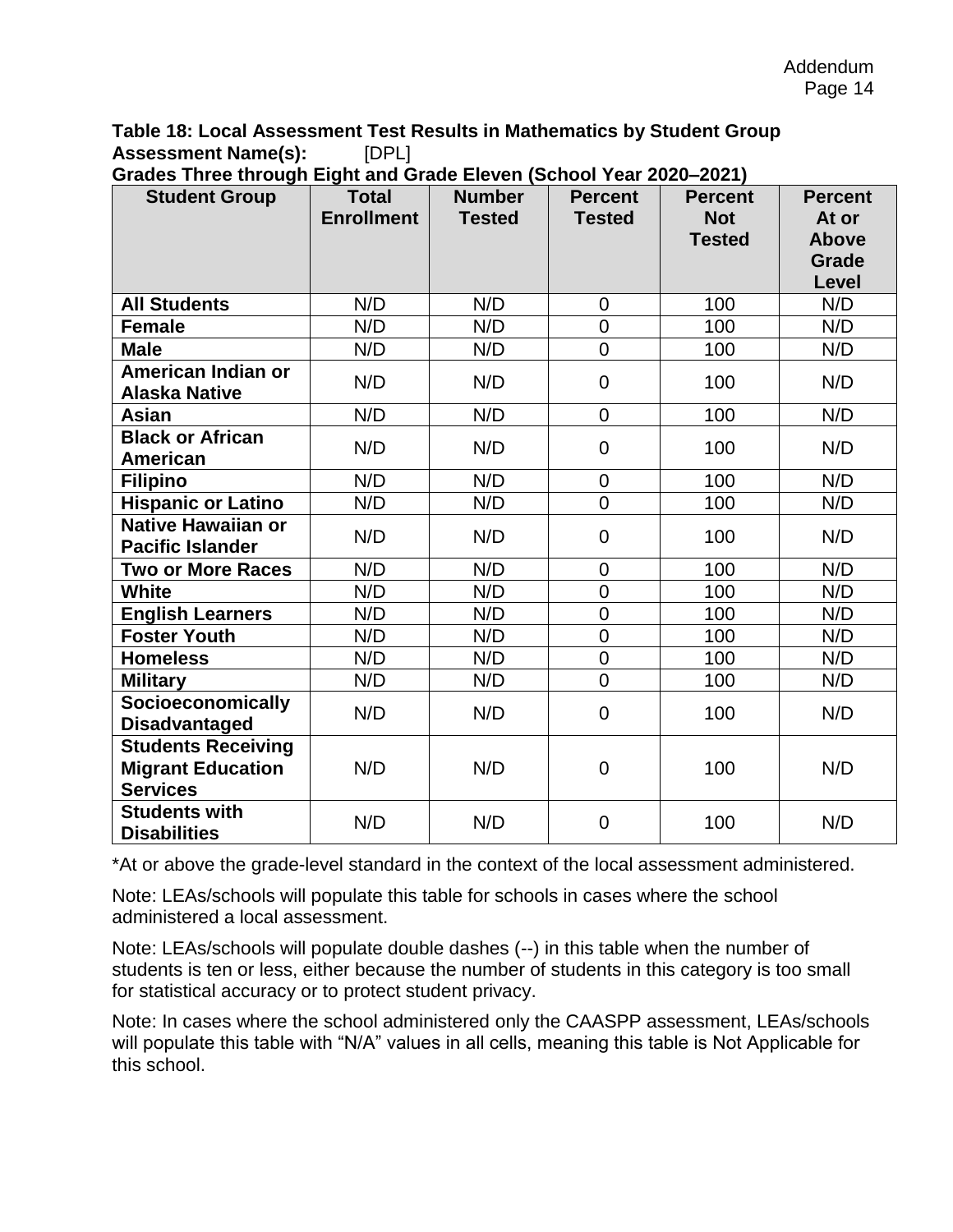**Table 18: Local Assessment Test Results in Mathematics by Student Group**

**Assessment Name(s):** [DPL]

**Grades Three through Eight and Grade Eleven (School Year 2020–2021)**

| Student Group | Total Enrollment | Number Tested | Percent Tested | Percent Not Tested | Percent At or Above Grade Level |
|---|---|---|---|---|---|
| **All Students** | N/D | N/D | 0 | 100 | N/D |
| **Female** | N/D | N/D | 0 | 100 | N/D |
| **Male** | N/D | N/D | 0 | 100 | N/D |
| **American Indian or Alaska Native** | N/D | N/D | 0 | 100 | N/D |
| **Asian** | N/D | N/D | 0 | 100 | N/D |
| **Black or African American** | N/D | N/D | 0 | 100 | N/D |
| **Filipino** | N/D | N/D | 0 | 100 | N/D |
| **Hispanic or Latino** | N/D | N/D | 0 | 100 | N/D |
| **Native Hawaiian or Pacific Islander** | N/D | N/D | 0 | 100 | N/D |
| **Two or More Races** | N/D | N/D | 0 | 100 | N/D |
| **White** | N/D | N/D | 0 | 100 | N/D |
| **English Learners** | N/D | N/D | 0 | 100 | N/D |
| **Foster Youth** | N/D | N/D | 0 | 100 | N/D |
| **Homeless** | N/D | N/D | 0 | 100 | N/D |
| **Military** | N/D | N/D | 0 | 100 | N/D |
| **Socioeconomically Disadvantaged** | N/D | N/D | 0 | 100 | N/D |
| **Students Receiving Migrant Education Services** | N/D | N/D | 0 | 100 | N/D |
| **Students with Disabilities** | N/D | N/D | 0 | 100 | N/D |

*At or above the grade-level standard in the context of the local assessment administered.

Note: LEAs/schools will populate this table for schools in cases where the school administered a local assessment.

Note: LEAs/schools will populate double dashes (--) in this table when the number of students is ten or less, either because the number of students in this category is too small for statistical accuracy or to protect student privacy.

Note: In cases where the school administered only the CAASPP assessment, LEAs/schools will populate this table with "N/A" values in all cells, meaning this table is Not Applicable for this school.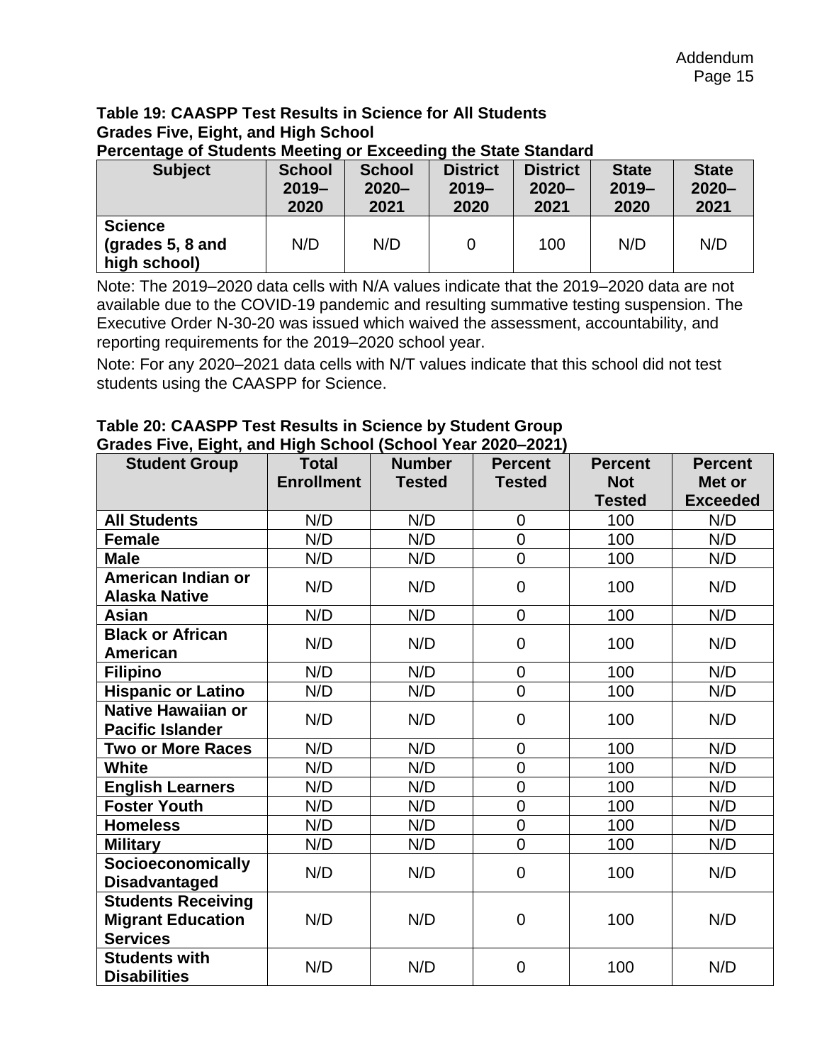**Table 19: CAASPP Test Results in Science for All Students Grades Five, Eight, and High School Percentage of Students Meeting or Exceeding the State Standard**

| Subject | School 2019–2020 | School 2020–2021 | District 2019–2020 | District 2020–2021 | State 2019–2020 | State 2020–2021 |
|---|---|---|---|---|---|---|
| **Science (grades 5, 8 and high school)** | N/D | N/D | 0 | 100 | N/D | N/D |

Note: The 2019–2020 data cells with N/A values indicate that the 2019–2020 data are not available due to the COVID-19 pandemic and resulting summative testing suspension. The Executive Order N-30-20 was issued which waived the assessment, accountability, and reporting requirements for the 2019–2020 school year.

Note: For any 2020–2021 data cells with N/T values indicate that this school did not test students using the CAASPP for Science.

**Table 20: CAASPP Test Results in Science by Student Group Grades Five, Eight, and High School (School Year 2020–2021)**

| Student Group | Total Enrollment | Number Tested | Percent Tested | Percent Not Tested | Percent Met or Exceeded |
|---|---|---|---|---|---|
| **All Students** | N/D | N/D | 0 | 100 | N/D |
| **Female** | N/D | N/D | 0 | 100 | N/D |
| **Male** | N/D | N/D | 0 | 100 | N/D |
| **American Indian or Alaska Native** | N/D | N/D | 0 | 100 | N/D |
| **Asian** | N/D | N/D | 0 | 100 | N/D |
| **Black or African American** | N/D | N/D | 0 | 100 | N/D |
| **Filipino** | N/D | N/D | 0 | 100 | N/D |
| **Hispanic or Latino** | N/D | N/D | 0 | 100 | N/D |
| **Native Hawaiian or Pacific Islander** | N/D | N/D | 0 | 100 | N/D |
| **Two or More Races** | N/D | N/D | 0 | 100 | N/D |
| **White** | N/D | N/D | 0 | 100 | N/D |
| **English Learners** | N/D | N/D | 0 | 100 | N/D |
| **Foster Youth** | N/D | N/D | 0 | 100 | N/D |
| **Homeless** | N/D | N/D | 0 | 100 | N/D |
| **Military** | N/D | N/D | 0 | 100 | N/D |
| **Socioeconomically Disadvantaged** | N/D | N/D | 0 | 100 | N/D |
| **Students Receiving Migrant Education Services** | N/D | N/D | 0 | 100 | N/D |
| **Students with Disabilities** | N/D | N/D | 0 | 100 | N/D |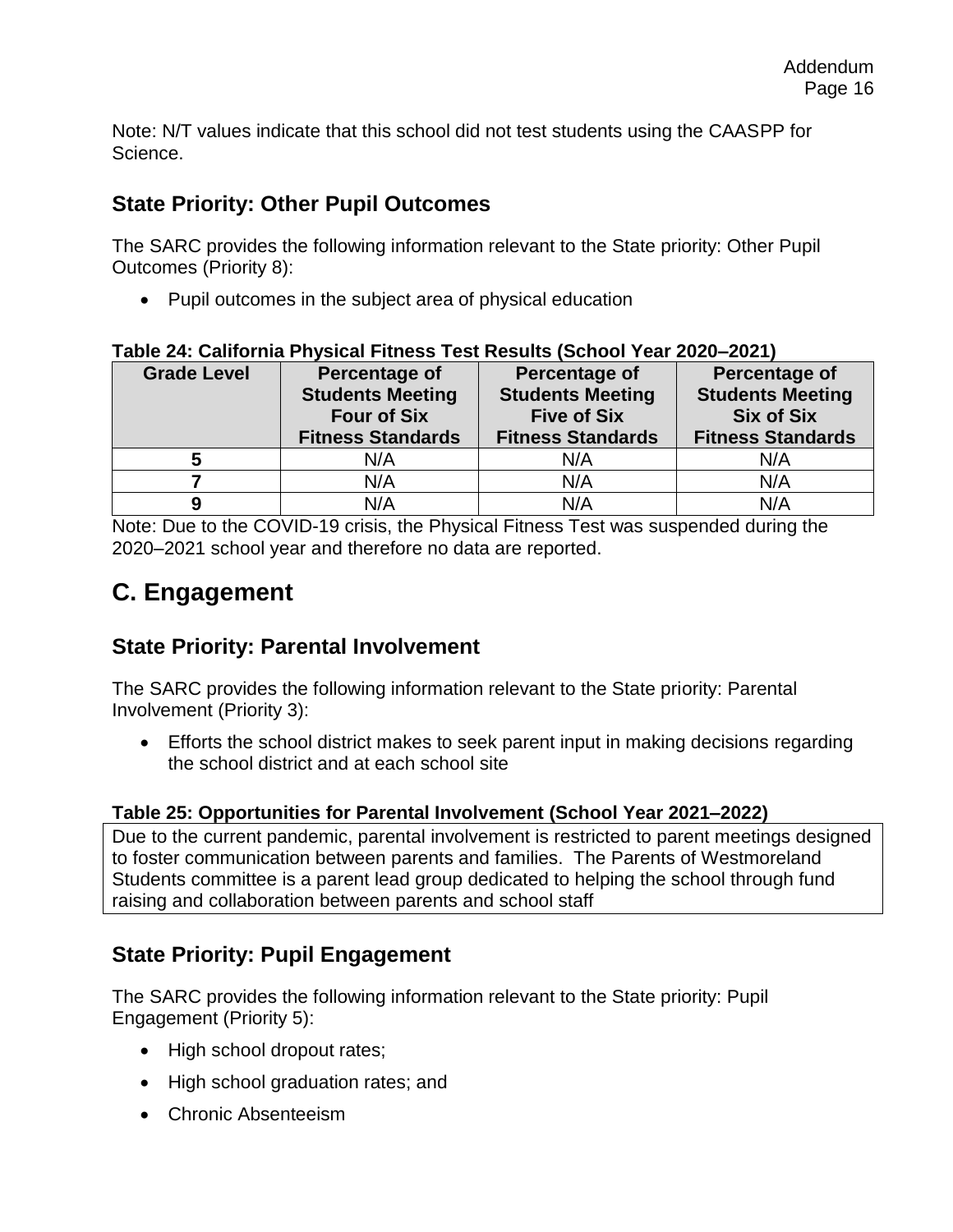Note: N/T values indicate that this school did not test students using the CAASPP for Science.

## State Priority: Other Pupil Outcomes

The SARC provides the following information relevant to the State priority: Other Pupil Outcomes (Priority 8):

- Pupil outcomes in the subject area of physical education

**Table 24: California Physical Fitness Test Results (School Year 2020–2021)**

| Grade Level | Percentage of Students Meeting Four of Six Fitness Standards | Percentage of Students Meeting Five of Six Fitness Standards | Percentage of Students Meeting Six of Six Fitness Standards |
|---|---|---|---|
| **5** | N/A | N/A | N/A |
| **7** | N/A | N/A | N/A |
| **9** | N/A | N/A | N/A |

Note: Due to the COVID-19 crisis, the Physical Fitness Test was suspended during the 2020–2021 school year and therefore no data are reported.

# C. Engagement

## State Priority: Parental Involvement

The SARC provides the following information relevant to the State priority: Parental Involvement (Priority 3):

- Efforts the school district makes to seek parent input in making decisions regarding the school district and at each school site

**Table 25: Opportunities for Parental Involvement (School Year 2021–2022)**

| Due to the current pandemic, parental involvement is restricted to parent meetings designed to foster communication between parents and families. The Parents of Westmoreland Students committee is a parent lead group dedicated to helping the school through fund raising and collaboration between parents and school staff |
|---|

## State Priority: Pupil Engagement

The SARC provides the following information relevant to the State priority: Pupil Engagement (Priority 5):

- High school dropout rates;
- High school graduation rates; and
- Chronic Absenteeism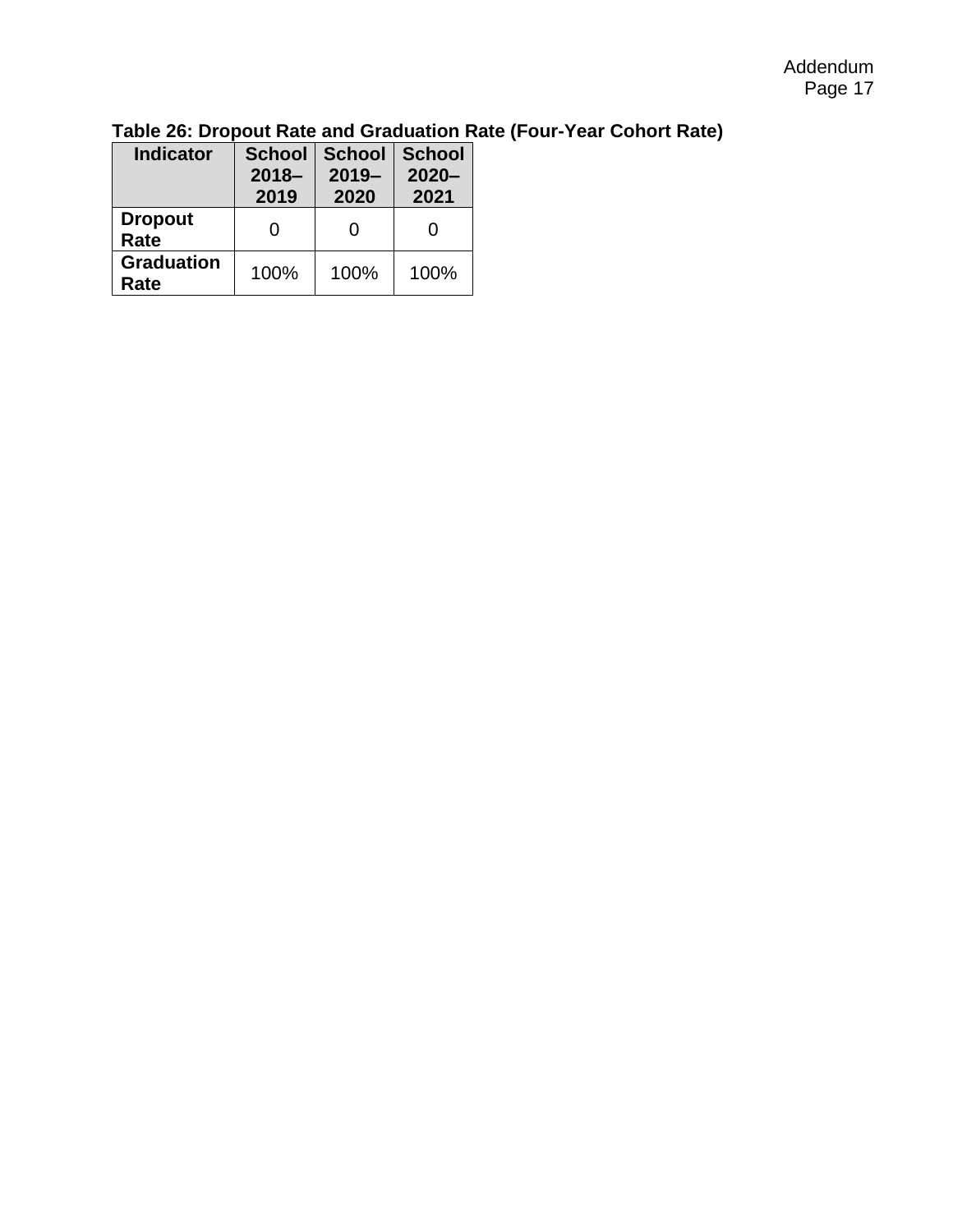**Table 26: Dropout Rate and Graduation Rate (Four-Year Cohort Rate)**

| Indicator | School 2018–2019 | School 2019–2020 | School 2020–2021 |
|---|---|---|---|
| **Dropout Rate** | 0 | 0 | 0 |
| **Graduation Rate** | 100% | 100% | 100% |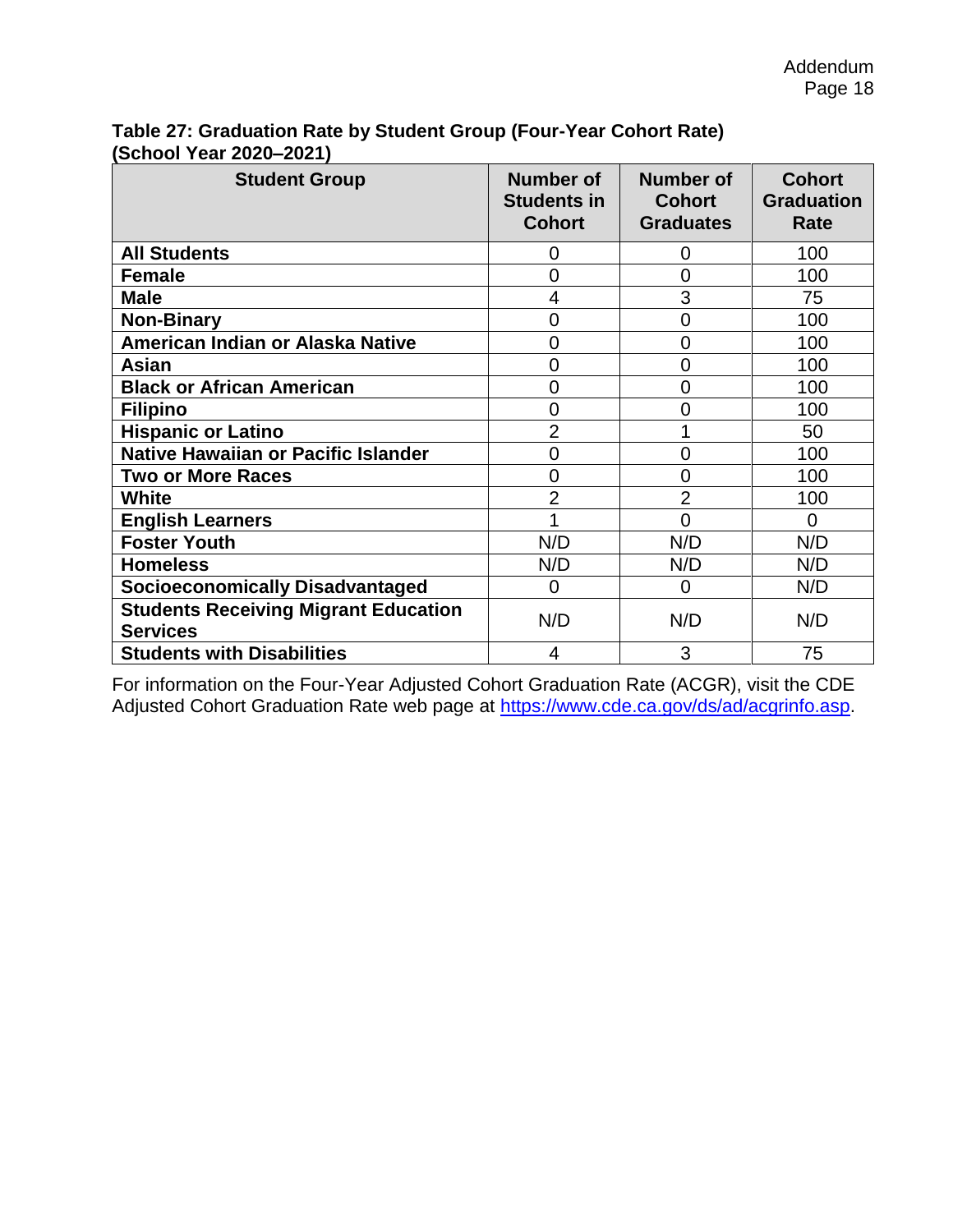**Table 27: Graduation Rate by Student Group (Four-Year Cohort Rate) (School Year 2020–2021)**

| Student Group | Number of Students in Cohort | Number of Cohort Graduates | Cohort Graduation Rate |
|---|---|---|---|
| **All Students** | 0 | 0 | 100 |
| **Female** | 0 | 0 | 100 |
| **Male** | 4 | 3 | 75 |
| **Non-Binary** | 0 | 0 | 100 |
| **American Indian or Alaska Native** | 0 | 0 | 100 |
| **Asian** | 0 | 0 | 100 |
| **Black or African American** | 0 | 0 | 100 |
| **Filipino** | 0 | 0 | 100 |
| **Hispanic or Latino** | 2 | 1 | 50 |
| **Native Hawaiian or Pacific Islander** | 0 | 0 | 100 |
| **Two or More Races** | 0 | 0 | 100 |
| **White** | 2 | 2 | 100 |
| **English Learners** | 1 | 0 | 0 |
| **Foster Youth** | N/D | N/D | N/D |
| **Homeless** | N/D | N/D | N/D |
| **Socioeconomically Disadvantaged** | 0 | 0 | N/D |
| **Students Receiving Migrant Education Services** | N/D | N/D | N/D |
| **Students with Disabilities** | 4 | 3 | 75 |

For information on the Four-Year Adjusted Cohort Graduation Rate (ACGR), visit the CDE Adjusted Cohort Graduation Rate web page at https://www.cde.ca.gov/ds/ad/acgrinfo.asp.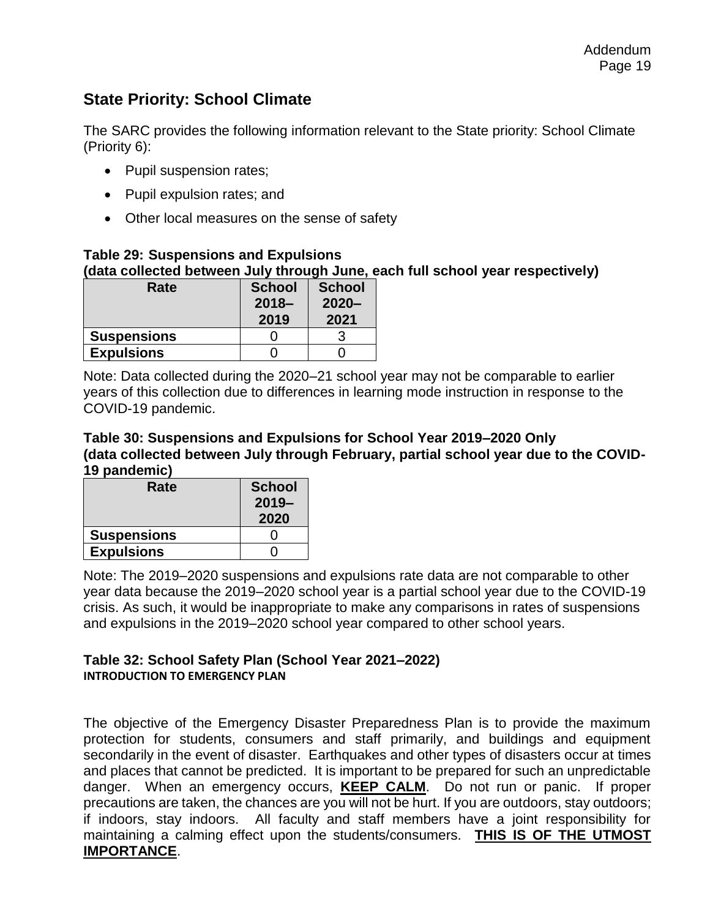## State Priority: School Climate

The SARC provides the following information relevant to the State priority: School Climate (Priority 6):

- Pupil suspension rates;
- Pupil expulsion rates; and
- Other local measures on the sense of safety

**Table 29: Suspensions and Expulsions**
**(data collected between July through June, each full school year respectively)**

| Rate | School 2018–2019 | School 2020–2021 |
|---|---|---|
| **Suspensions** | 0 | 3 |
| **Expulsions** | 0 | 0 |

Note: Data collected during the 2020–21 school year may not be comparable to earlier years of this collection due to differences in learning mode instruction in response to the COVID-19 pandemic.

**Table 30: Suspensions and Expulsions for School Year 2019–2020 Only**
**(data collected between July through February, partial school year due to the COVID-19 pandemic)**

| Rate | School 2019–2020 |
|---|---|
| **Suspensions** | 0 |
| **Expulsions** | 0 |

Note: The 2019–2020 suspensions and expulsions rate data are not comparable to other year data because the 2019–2020 school year is a partial school year due to the COVID-19 crisis. As such, it would be inappropriate to make any comparisons in rates of suspensions and expulsions in the 2019–2020 school year compared to other school years.

**Table 32: School Safety Plan (School Year 2021–2022)**
**INTRODUCTION TO EMERGENCY PLAN**

The objective of the Emergency Disaster Preparedness Plan is to provide the maximum protection for students, consumers and staff primarily, and buildings and equipment secondarily in the event of disaster. Earthquakes and other types of disasters occur at times and places that cannot be predicted. It is important to be prepared for such an unpredictable danger. When an emergency occurs, **KEEP CALM**. Do not run or panic. If proper precautions are taken, the chances are you will not be hurt. If you are outdoors, stay outdoors; if indoors, stay indoors. All faculty and staff members have a joint responsibility for maintaining a calming effect upon the students/consumers. **THIS IS OF THE UTMOST IMPORTANCE**.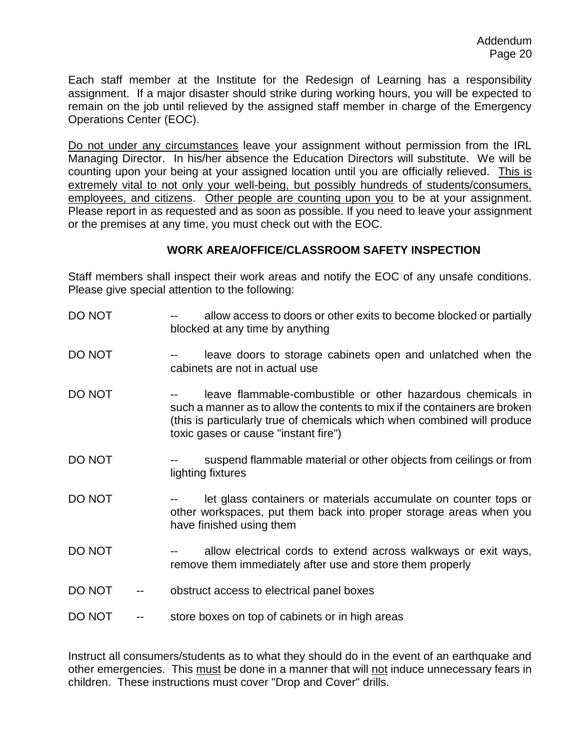Each staff member at the Institute for the Redesign of Learning has a responsibility assignment. If a major disaster should strike during working hours, you will be expected to remain on the job until relieved by the assigned staff member in charge of the Emergency Operations Center (EOC).

<u>Do not under any circumstances</u> leave your assignment without permission from the IRL Managing Director. In his/her absence the Education Directors will substitute. We will be counting upon your being at your assigned location until you are officially relieved. <u>This is extremely vital to not only your well-being, but possibly hundreds of students/consumers, employees, and citizens</u>. <u>Other people are counting upon you</u> to be at your assignment. Please report in as requested and as soon as possible. If you need to leave your assignment or the premises at any time, you must check out with the EOC.

## WORK AREA/OFFICE/CLASSROOM SAFETY INSPECTION

Staff members shall inspect their work areas and notify the EOC of any unsafe conditions. Please give special attention to the following:

- DO NOT -- allow access to doors or other exits to become blocked or partially blocked at any time by anything
- DO NOT -- leave doors to storage cabinets open and unlatched when the cabinets are not in actual use
- DO NOT -- leave flammable-combustible or other hazardous chemicals in such a manner as to allow the contents to mix if the containers are broken (this is particularly true of chemicals which when combined will produce toxic gases or cause "instant fire")
- DO NOT -- suspend flammable material or other objects from ceilings or from lighting fixtures
- DO NOT -- let glass containers or materials accumulate on counter tops or other workspaces, put them back into proper storage areas when you have finished using them
- DO NOT -- allow electrical cords to extend across walkways or exit ways, remove them immediately after use and store them properly
- DO NOT -- obstruct access to electrical panel boxes
- DO NOT -- store boxes on top of cabinets or in high areas

Instruct all consumers/students as to what they should do in the event of an earthquake and other emergencies. This <u>must</u> be done in a manner that will <u>not</u> induce unnecessary fears in children. These instructions must cover "Drop and Cover" drills.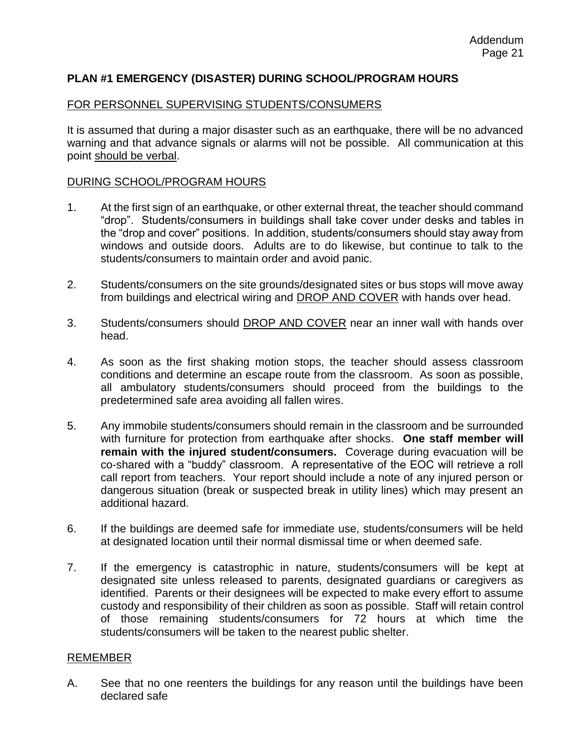## PLAN #1 EMERGENCY (DISASTER) DURING SCHOOL/PROGRAM HOURS

FOR PERSONNEL SUPERVISING STUDENTS/CONSUMERS

It is assumed that during a major disaster such as an earthquake, there will be no advanced warning and that advance signals or alarms will not be possible. All communication at this point should be verbal.

DURING SCHOOL/PROGRAM HOURS

1. At the first sign of an earthquake, or other external threat, the teacher should command "drop". Students/consumers in buildings shall take cover under desks and tables in the "drop and cover" positions. In addition, students/consumers should stay away from windows and outside doors. Adults are to do likewise, but continue to talk to the students/consumers to maintain order and avoid panic.

2. Students/consumers on the site grounds/designated sites or bus stops will move away from buildings and electrical wiring and DROP AND COVER with hands over head.

3. Students/consumers should DROP AND COVER near an inner wall with hands over head.

4. As soon as the first shaking motion stops, the teacher should assess classroom conditions and determine an escape route from the classroom. As soon as possible, all ambulatory students/consumers should proceed from the buildings to the predetermined safe area avoiding all fallen wires.

5. Any immobile students/consumers should remain in the classroom and be surrounded with furniture for protection from earthquake after shocks. **One staff member will remain with the injured student/consumers.** Coverage during evacuation will be co-shared with a "buddy" classroom. A representative of the EOC will retrieve a roll call report from teachers. Your report should include a note of any injured person or dangerous situation (break or suspected break in utility lines) which may present an additional hazard.

6. If the buildings are deemed safe for immediate use, students/consumers will be held at designated location until their normal dismissal time or when deemed safe.

7. If the emergency is catastrophic in nature, students/consumers will be kept at designated site unless released to parents, designated guardians or caregivers as identified. Parents or their designees will be expected to make every effort to assume custody and responsibility of their children as soon as possible. Staff will retain control of those remaining students/consumers for 72 hours at which time the students/consumers will be taken to the nearest public shelter.

REMEMBER

A. See that no one reenters the buildings for any reason until the buildings have been declared safe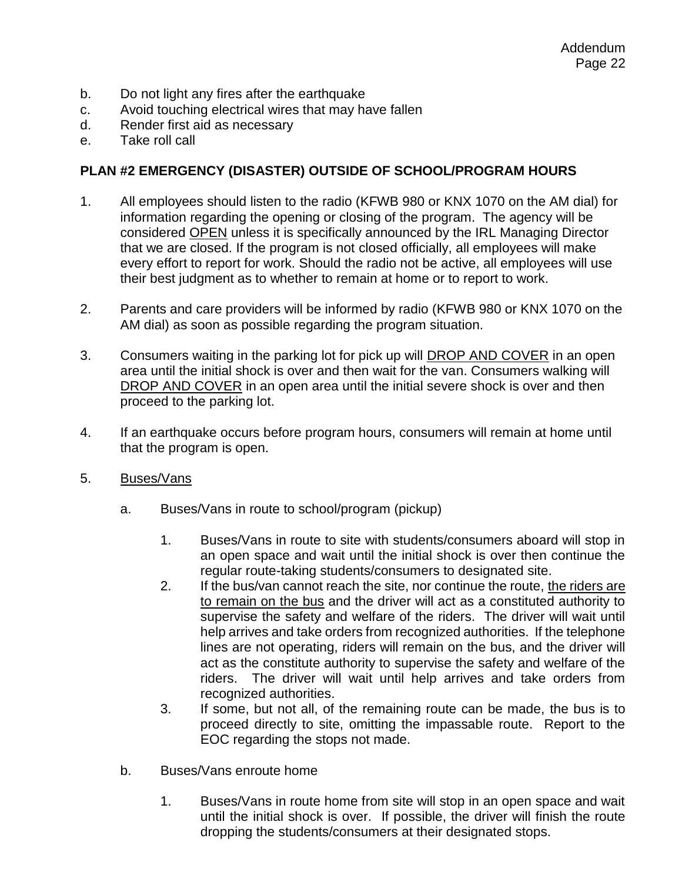b. Do not light any fires after the earthquake
c. Avoid touching electrical wires that may have fallen
d. Render first aid as necessary
e. Take roll call

**PLAN #2 EMERGENCY (DISASTER) OUTSIDE OF SCHOOL/PROGRAM HOURS**

1. All employees should listen to the radio (KFWB 980 or KNX 1070 on the AM dial) for information regarding the opening or closing of the program. The agency will be considered <u>OPEN</u> unless it is specifically announced by the IRL Managing Director that we are closed. If the program is not closed officially, all employees will make every effort to report for work. Should the radio not be active, all employees will use their best judgment as to whether to remain at home or to report to work.

2. Parents and care providers will be informed by radio (KFWB 980 or KNX 1070 on the AM dial) as soon as possible regarding the program situation.

3. Consumers waiting in the parking lot for pick up will <u>DROP AND COVER</u> in an open area until the initial shock is over and then wait for the van. Consumers walking will <u>DROP AND COVER</u> in an open area until the initial severe shock is over and then proceed to the parking lot.

4. If an earthquake occurs before program hours, consumers will remain at home until that the program is open.

5. <u>Buses/Vans</u>

   a. Buses/Vans in route to school/program (pickup)

      1. Buses/Vans in route to site with students/consumers aboard will stop in an open space and wait until the initial shock is over then continue the regular route-taking students/consumers to designated site.
      2. If the bus/van cannot reach the site, nor continue the route, <u>the riders are to remain on the bus</u> and the driver will act as a constituted authority to supervise the safety and welfare of the riders. The driver will wait until help arrives and take orders from recognized authorities. If the telephone lines are not operating, riders will remain on the bus, and the driver will act as the constitute authority to supervise the safety and welfare of the riders. The driver will wait until help arrives and take orders from recognized authorities.
      3. If some, but not all, of the remaining route can be made, the bus is to proceed directly to site, omitting the impassable route. Report to the EOC regarding the stops not made.

   b. Buses/Vans enroute home

      1. Buses/Vans in route home from site will stop in an open space and wait until the initial shock is over. If possible, the driver will finish the route dropping the students/consumers at their designated stops.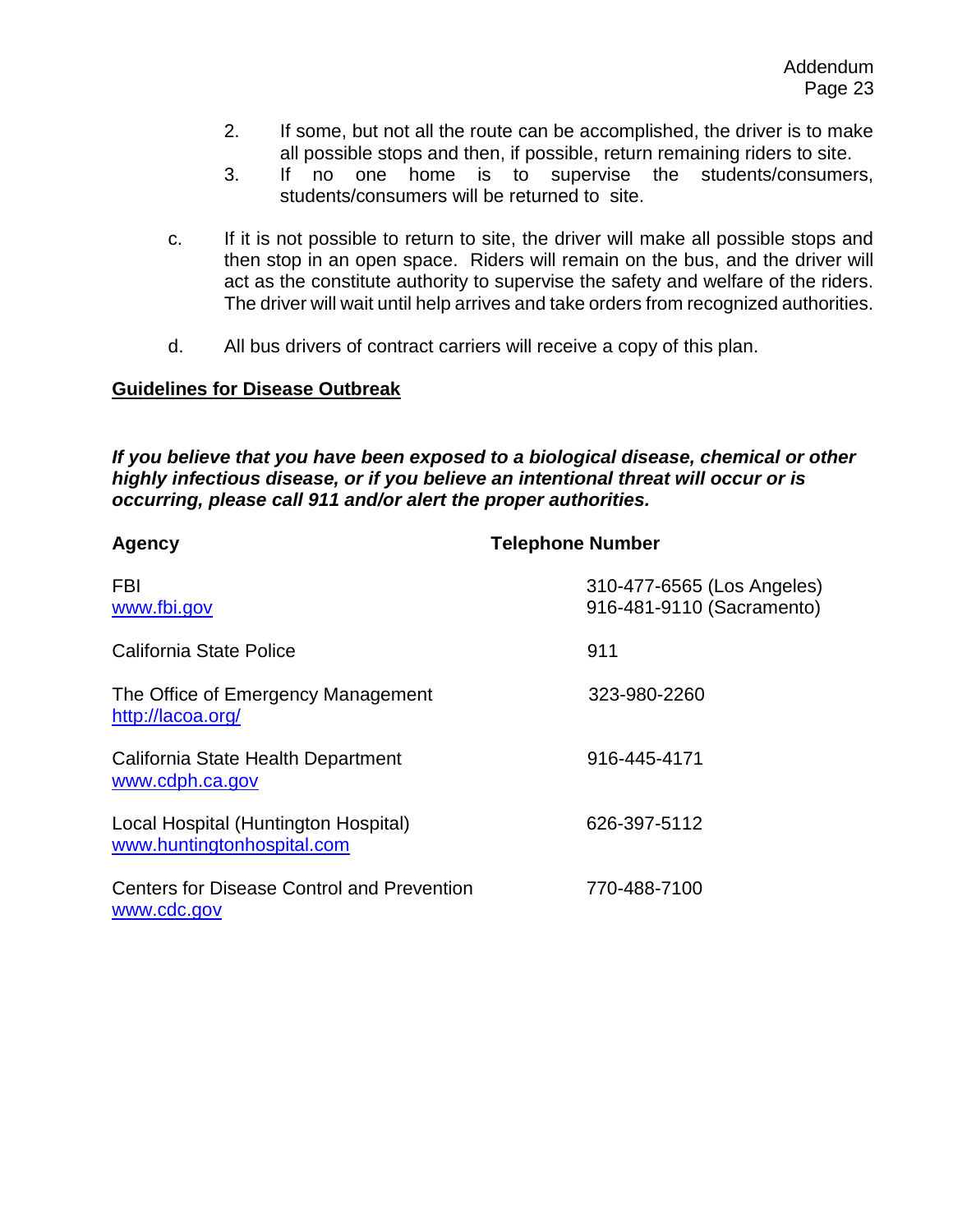2. If some, but not all the route can be accomplished, the driver is to make all possible stops and then, if possible, return remaining riders to site.
3. If no one home is to supervise the students/consumers, students/consumers will be returned to site.

c. If it is not possible to return to site, the driver will make all possible stops and then stop in an open space. Riders will remain on the bus, and the driver will act as the constitute authority to supervise the safety and welfare of the riders. The driver will wait until help arrives and take orders from recognized authorities.

d. All bus drivers of contract carriers will receive a copy of this plan.

**Guidelines for Disease Outbreak**

***If you believe that you have been exposed to a biological disease, chemical or other highly infectious disease, or if you believe an intentional threat will occur or is occurring, please call 911 and/or alert the proper authorities.***

| Agency | Telephone Number |
|---|---|
| FBI<br>www.fbi.gov | 310-477-6565 (Los Angeles)<br>916-481-9110 (Sacramento) |
| California State Police | 911 |
| The Office of Emergency Management<br>http://lacoa.org/ | 323-980-2260 |
| California State Health Department<br>www.cdph.ca.gov | 916-445-4171 |
| Local Hospital (Huntington Hospital)<br>www.huntingtonhospital.com | 626-397-5112 |
| Centers for Disease Control and Prevention<br>www.cdc.gov | 770-488-7100 |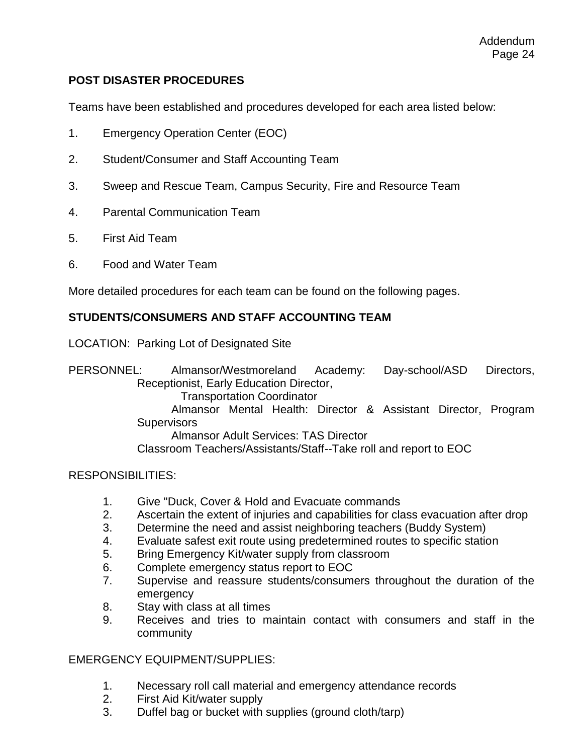## POST DISASTER PROCEDURES

Teams have been established and procedures developed for each area listed below:

1. Emergency Operation Center (EOC)

2. Student/Consumer and Staff Accounting Team

3. Sweep and Rescue Team, Campus Security, Fire and Resource Team

4. Parental Communication Team

5. First Aid Team

6. Food and Water Team

More detailed procedures for each team can be found on the following pages.

## STUDENTS/CONSUMERS AND STAFF ACCOUNTING TEAM

LOCATION: Parking Lot of Designated Site

PERSONNEL: Almansor/Westmoreland Academy: Day-school/ASD Directors, Receptionist, Early Education Director, Transportation Coordinator
Almansor Mental Health: Director & Assistant Director, Program Supervisors
Almansor Adult Services: TAS Director
Classroom Teachers/Assistants/Staff--Take roll and report to EOC

RESPONSIBILITIES:

1. Give "Duck, Cover & Hold and Evacuate commands
2. Ascertain the extent of injuries and capabilities for class evacuation after drop
3. Determine the need and assist neighboring teachers (Buddy System)
4. Evaluate safest exit route using predetermined routes to specific station
5. Bring Emergency Kit/water supply from classroom
6. Complete emergency status report to EOC
7. Supervise and reassure students/consumers throughout the duration of the emergency
8. Stay with class at all times
9. Receives and tries to maintain contact with consumers and staff in the community

EMERGENCY EQUIPMENT/SUPPLIES:

1. Necessary roll call material and emergency attendance records
2. First Aid Kit/water supply
3. Duffel bag or bucket with supplies (ground cloth/tarp)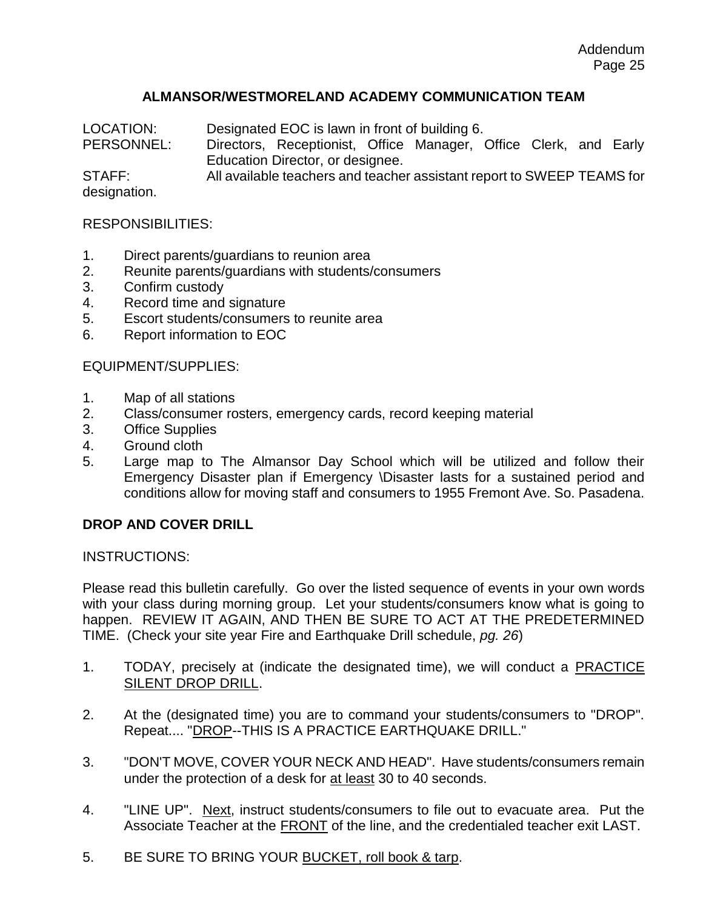## ALMANSOR/WESTMORELAND ACADEMY COMMUNICATION TEAM

LOCATION: Designated EOC is lawn in front of building 6.
PERSONNEL: Directors, Receptionist, Office Manager, Office Clerk, and Early Education Director, or designee.
STAFF: All available teachers and teacher assistant report to SWEEP TEAMS for designation.

RESPONSIBILITIES:

1. Direct parents/guardians to reunion area
2. Reunite parents/guardians with students/consumers
3. Confirm custody
4. Record time and signature
5. Escort students/consumers to reunite area
6. Report information to EOC

EQUIPMENT/SUPPLIES:

1. Map of all stations
2. Class/consumer rosters, emergency cards, record keeping material
3. Office Supplies
4. Ground cloth
5. Large map to The Almansor Day School which will be utilized and follow their Emergency Disaster plan if Emergency \Disaster lasts for a sustained period and conditions allow for moving staff and consumers to 1955 Fremont Ave. So. Pasadena.

## DROP AND COVER DRILL

INSTRUCTIONS:

Please read this bulletin carefully. Go over the listed sequence of events in your own words with your class during morning group. Let your students/consumers know what is going to happen. REVIEW IT AGAIN, AND THEN BE SURE TO ACT AT THE PREDETERMINED TIME. (Check your site year Fire and Earthquake Drill schedule, *pg. 26*)

1. TODAY, precisely at (indicate the designated time), we will conduct a PRACTICE SILENT DROP DRILL.
2. At the (designated time) you are to command your students/consumers to "DROP". Repeat.... "DROP--THIS IS A PRACTICE EARTHQUAKE DRILL."
3. "DON'T MOVE, COVER YOUR NECK AND HEAD". Have students/consumers remain under the protection of a desk for at least 30 to 40 seconds.
4. "LINE UP". Next, instruct students/consumers to file out to evacuate area. Put the Associate Teacher at the FRONT of the line, and the credentialed teacher exit LAST.
5. BE SURE TO BRING YOUR BUCKET, roll book & tarp.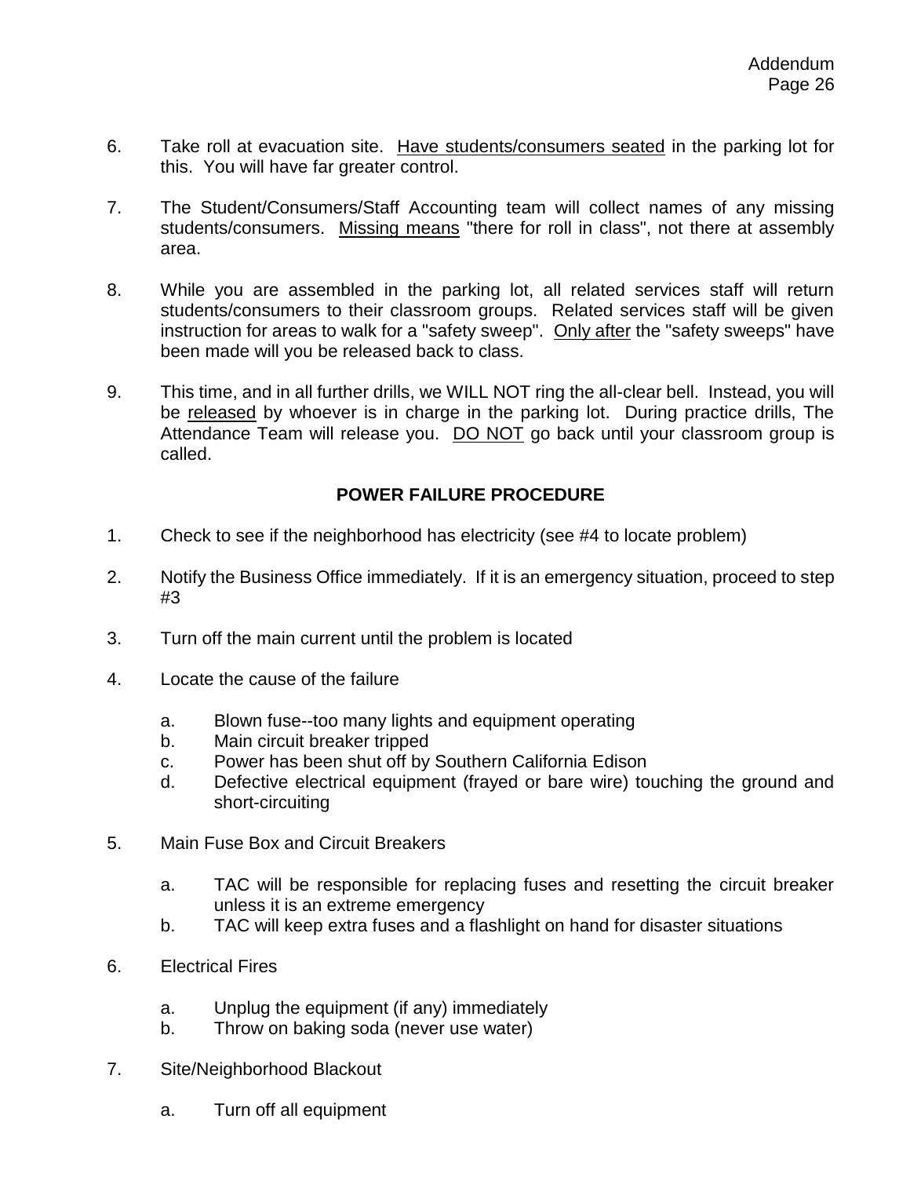6. Take roll at evacuation site. <u>Have students/consumers seated</u> in the parking lot for this. You will have far greater control.

7. The Student/Consumers/Staff Accounting team will collect names of any missing students/consumers. <u>Missing means</u> "there for roll in class", not there at assembly area.

8. While you are assembled in the parking lot, all related services staff will return students/consumers to their classroom groups. Related services staff will be given instruction for areas to walk for a "safety sweep". <u>Only after</u> the "safety sweeps" have been made will you be released back to class.

9. This time, and in all further drills, we WILL NOT ring the all-clear bell. Instead, you will be <u>released</u> by whoever is in charge in the parking lot. During practice drills, The Attendance Team will release you. <u>DO NOT</u> go back until your classroom group is called.

## POWER FAILURE PROCEDURE

1. Check to see if the neighborhood has electricity (see #4 to locate problem)

2. Notify the Business Office immediately. If it is an emergency situation, proceed to step #3

3. Turn off the main current until the problem is located

4. Locate the cause of the failure

   a. Blown fuse--too many lights and equipment operating
   b. Main circuit breaker tripped
   c. Power has been shut off by Southern California Edison
   d. Defective electrical equipment (frayed or bare wire) touching the ground and short-circuiting

5. Main Fuse Box and Circuit Breakers

   a. TAC will be responsible for replacing fuses and resetting the circuit breaker unless it is an extreme emergency
   b. TAC will keep extra fuses and a flashlight on hand for disaster situations

6. Electrical Fires

   a. Unplug the equipment (if any) immediately
   b. Throw on baking soda (never use water)

7. Site/Neighborhood Blackout

   a. Turn off all equipment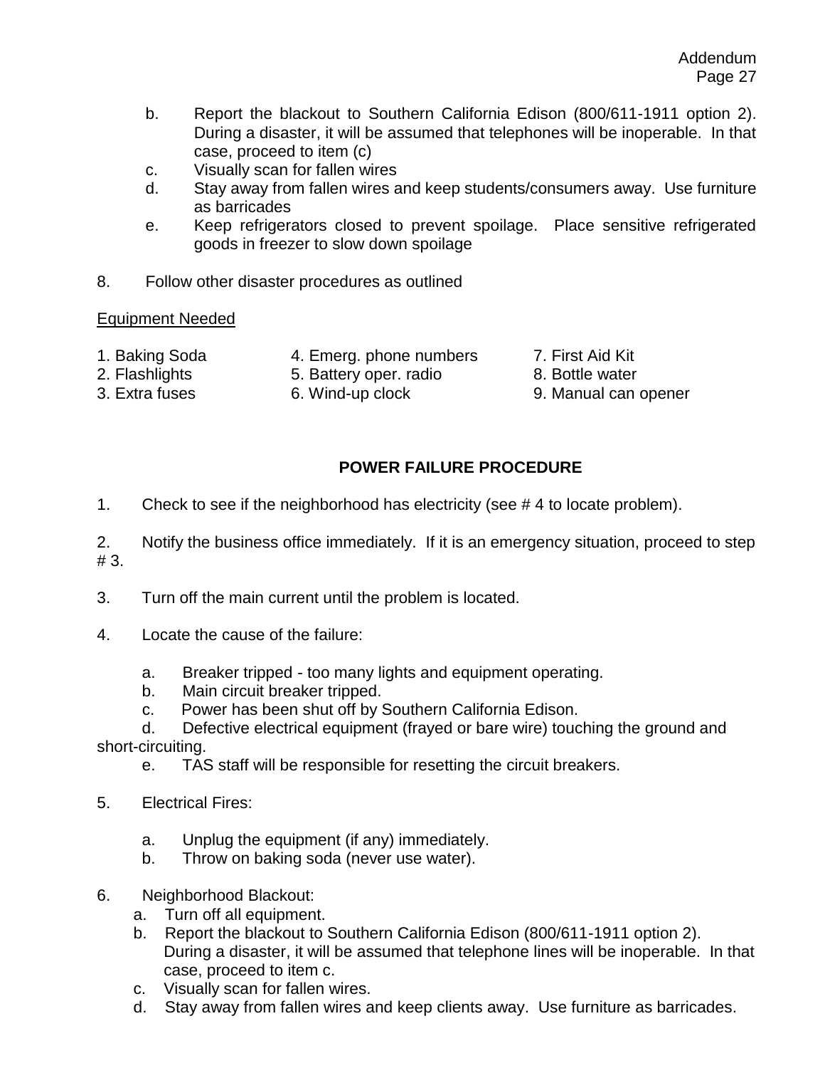b. Report the blackout to Southern California Edison (800/611-1911 option 2). During a disaster, it will be assumed that telephones will be inoperable. In that case, proceed to item (c)
c. Visually scan for fallen wires
d. Stay away from fallen wires and keep students/consumers away. Use furniture as barricades
e. Keep refrigerators closed to prevent spoilage. Place sensitive refrigerated goods in freezer to slow down spoilage

8. Follow other disaster procedures as outlined

<u>Equipment Needed</u>

1. Baking Soda
2. Flashlights
3. Extra fuses
4. Emerg. phone numbers
5. Battery oper. radio
6. Wind-up clock
7. First Aid Kit
8. Bottle water
9. Manual can opener

## POWER FAILURE PROCEDURE

1. Check to see if the neighborhood has electricity (see # 4 to locate problem).

2. Notify the business office immediately. If it is an emergency situation, proceed to step # 3.

3. Turn off the main current until the problem is located.

4. Locate the cause of the failure:

   a. Breaker tripped - too many lights and equipment operating.
   b. Main circuit breaker tripped.
   c. Power has been shut off by Southern California Edison.
   d. Defective electrical equipment (frayed or bare wire) touching the ground and short-circuiting.
   e. TAS staff will be responsible for resetting the circuit breakers.

5. Electrical Fires:

   a. Unplug the equipment (if any) immediately.
   b. Throw on baking soda (never use water).

6. Neighborhood Blackout:
   a. Turn off all equipment.
   b. Report the blackout to Southern California Edison (800/611-1911 option 2). During a disaster, it will be assumed that telephone lines will be inoperable. In that case, proceed to item c.
   c. Visually scan for fallen wires.
   d. Stay away from fallen wires and keep clients away. Use furniture as barricades.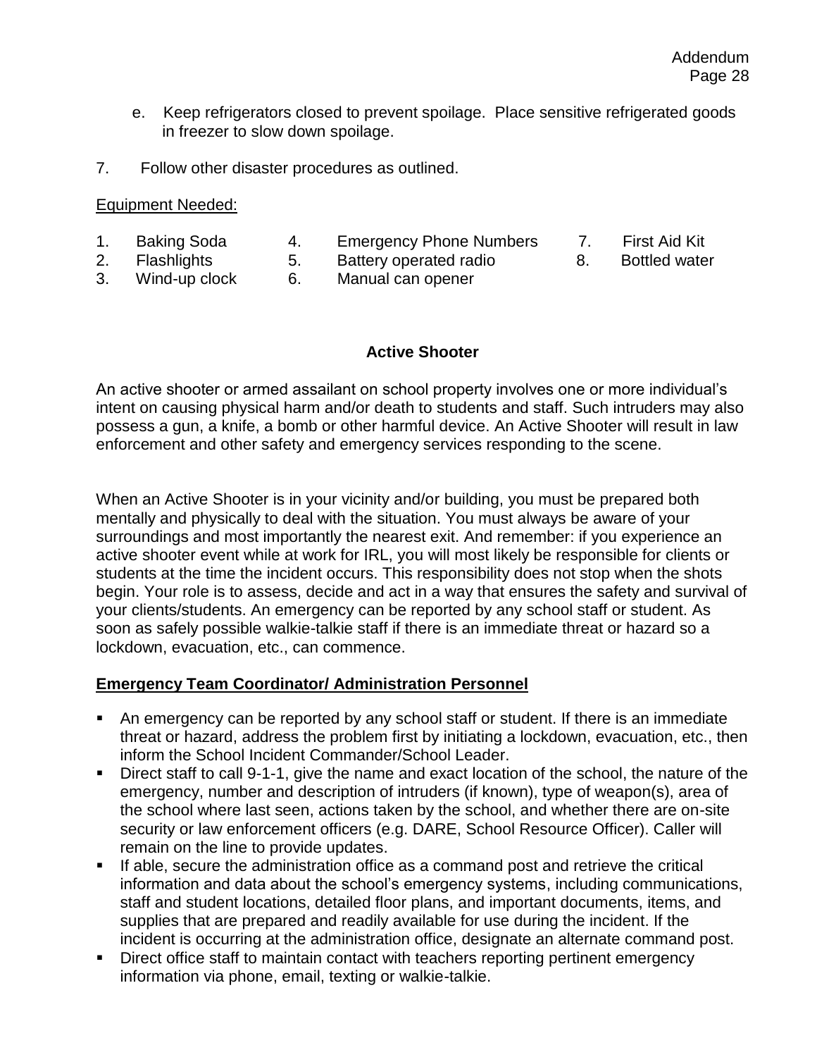e. Keep refrigerators closed to prevent spoilage. Place sensitive refrigerated goods in freezer to slow down spoilage.

7. Follow other disaster procedures as outlined.

Equipment Needed:

1. Baking Soda
2. Flashlights
3. Wind-up clock
4. Emergency Phone Numbers
5. Battery operated radio
6. Manual can opener
7. First Aid Kit
8. Bottled water

## Active Shooter

An active shooter or armed assailant on school property involves one or more individual's intent on causing physical harm and/or death to students and staff. Such intruders may also possess a gun, a knife, a bomb or other harmful device. An Active Shooter will result in law enforcement and other safety and emergency services responding to the scene.

When an Active Shooter is in your vicinity and/or building, you must be prepared both mentally and physically to deal with the situation. You must always be aware of your surroundings and most importantly the nearest exit. And remember: if you experience an active shooter event while at work for IRL, you will most likely be responsible for clients or students at the time the incident occurs. This responsibility does not stop when the shots begin. Your role is to assess, decide and act in a way that ensures the safety and survival of your clients/students. An emergency can be reported by any school staff or student. As soon as safely possible walkie-talkie staff if there is an immediate threat or hazard so a lockdown, evacuation, etc., can commence.

### Emergency Team Coordinator/ Administration Personnel

- An emergency can be reported by any school staff or student. If there is an immediate threat or hazard, address the problem first by initiating a lockdown, evacuation, etc., then inform the School Incident Commander/School Leader.
- Direct staff to call 9-1-1, give the name and exact location of the school, the nature of the emergency, number and description of intruders (if known), type of weapon(s), area of the school where last seen, actions taken by the school, and whether there are on-site security or law enforcement officers (e.g. DARE, School Resource Officer). Caller will remain on the line to provide updates.
- If able, secure the administration office as a command post and retrieve the critical information and data about the school's emergency systems, including communications, staff and student locations, detailed floor plans, and important documents, items, and supplies that are prepared and readily available for use during the incident. If the incident is occurring at the administration office, designate an alternate command post.
- Direct office staff to maintain contact with teachers reporting pertinent emergency information via phone, email, texting or walkie-talkie.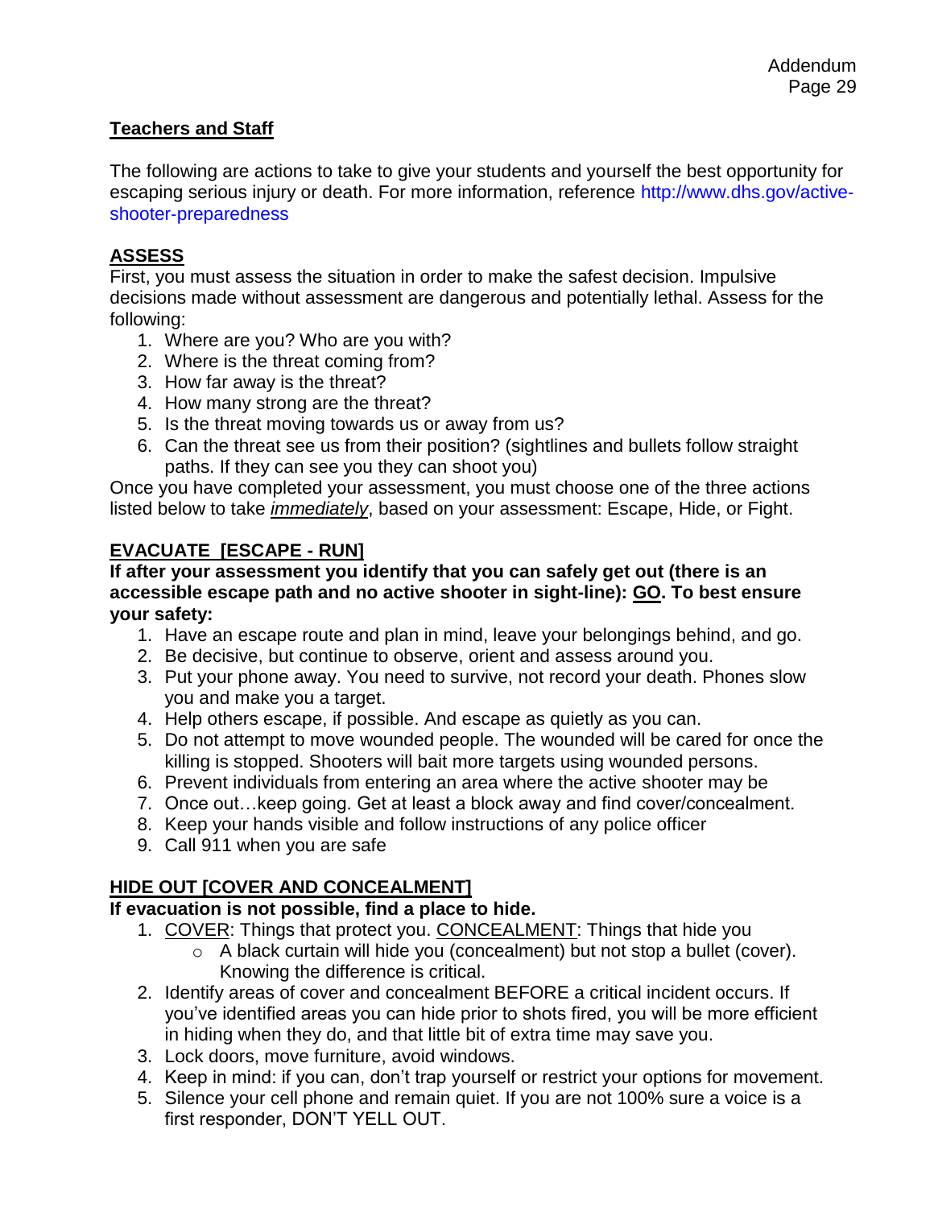## Teachers and Staff

The following are actions to take to give your students and yourself the best opportunity for escaping serious injury or death. For more information, reference http://www.dhs.gov/active-shooter-preparedness

### ASSESS

First, you must assess the situation in order to make the safest decision. Impulsive decisions made without assessment are dangerous and potentially lethal. Assess for the following:

1. Where are you? Who are you with?
2. Where is the threat coming from?
3. How far away is the threat?
4. How many strong are the threat?
5. Is the threat moving towards us or away from us?
6. Can the threat see us from their position? (sightlines and bullets follow straight paths. If they can see you they can shoot you)

Once you have completed your assessment, you must choose one of the three actions listed below to take *immediately*, based on your assessment: Escape, Hide, or Fight.

### EVACUATE [ESCAPE - RUN]

**If after your assessment you identify that you can safely get out (there is an accessible escape path and no active shooter in sight-line): GO. To best ensure your safety:**

1. Have an escape route and plan in mind, leave your belongings behind, and go.
2. Be decisive, but continue to observe, orient and assess around you.
3. Put your phone away. You need to survive, not record your death. Phones slow you and make you a target.
4. Help others escape, if possible. And escape as quietly as you can.
5. Do not attempt to move wounded people. The wounded will be cared for once the killing is stopped. Shooters will bait more targets using wounded persons.
6. Prevent individuals from entering an area where the active shooter may be
7. Once out…keep going. Get at least a block away and find cover/concealment.
8. Keep your hands visible and follow instructions of any police officer
9. Call 911 when you are safe

### HIDE OUT [COVER AND CONCEALMENT]

**If evacuation is not possible, find a place to hide.**

1. COVER: Things that protect you. CONCEALMENT: Things that hide you
   - A black curtain will hide you (concealment) but not stop a bullet (cover). Knowing the difference is critical.
2. Identify areas of cover and concealment BEFORE a critical incident occurs. If you've identified areas you can hide prior to shots fired, you will be more efficient in hiding when they do, and that little bit of extra time may save you.
3. Lock doors, move furniture, avoid windows.
4. Keep in mind: if you can, don't trap yourself or restrict your options for movement.
5. Silence your cell phone and remain quiet. If you are not 100% sure a voice is a first responder, DON'T YELL OUT.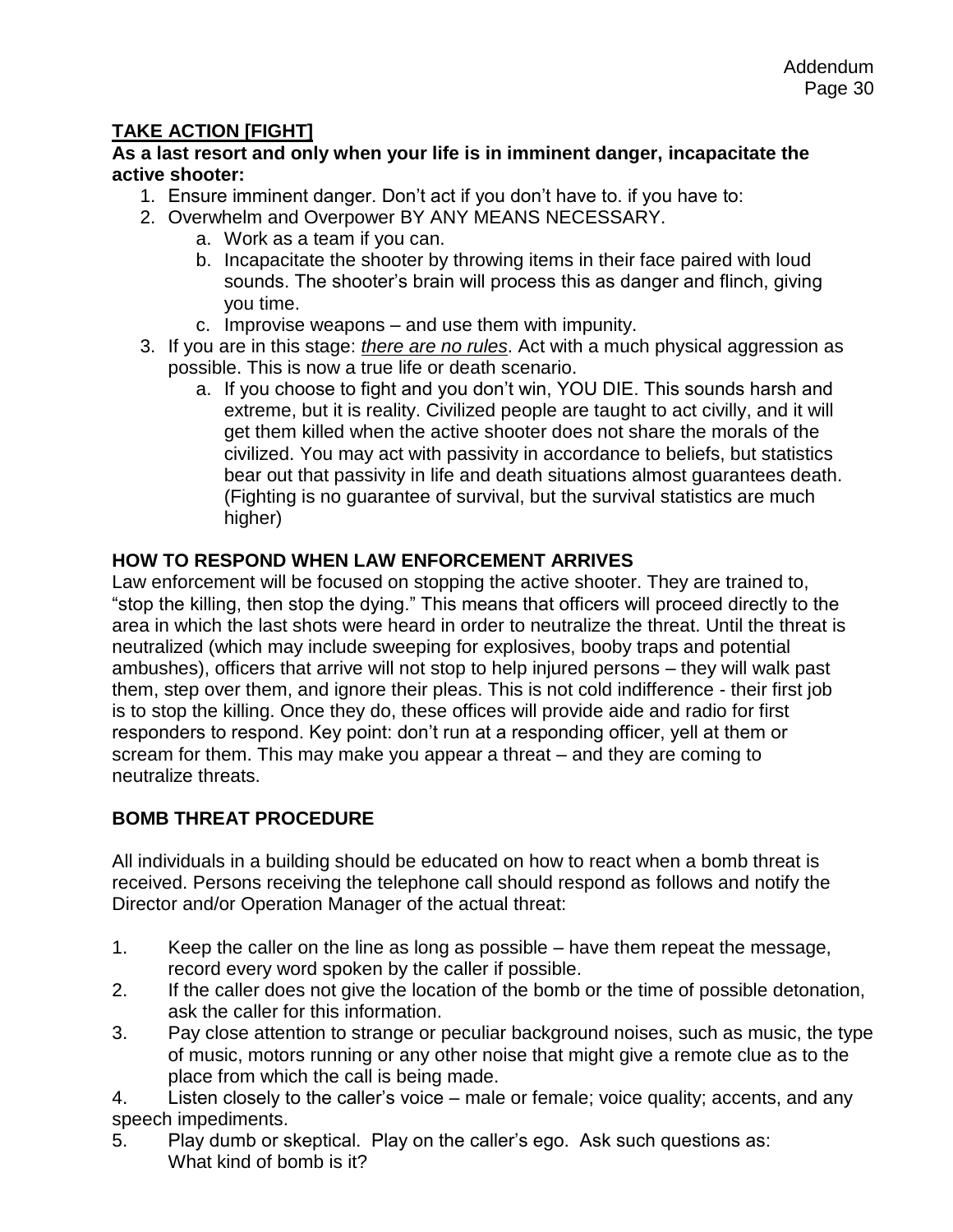## TAKE ACTION [FIGHT]

**As a last resort and only when your life is in imminent danger, incapacitate the active shooter:**

1. Ensure imminent danger. Don't act if you don't have to. if you have to:
2. Overwhelm and Overpower BY ANY MEANS NECESSARY.
   a. Work as a team if you can.
   b. Incapacitate the shooter by throwing items in their face paired with loud sounds. The shooter's brain will process this as danger and flinch, giving you time.
   c. Improvise weapons – and use them with impunity.
3. If you are in this stage: *there are no rules*. Act with a much physical aggression as possible. This is now a true life or death scenario.
   a. If you choose to fight and you don't win, YOU DIE. This sounds harsh and extreme, but it is reality. Civilized people are taught to act civilly, and it will get them killed when the active shooter does not share the morals of the civilized. You may act with passivity in accordance to beliefs, but statistics bear out that passivity in life and death situations almost guarantees death. (Fighting is no guarantee of survival, but the survival statistics are much higher)

**HOW TO RESPOND WHEN LAW ENFORCEMENT ARRIVES**

Law enforcement will be focused on stopping the active shooter. They are trained to, "stop the killing, then stop the dying." This means that officers will proceed directly to the area in which the last shots were heard in order to neutralize the threat. Until the threat is neutralized (which may include sweeping for explosives, booby traps and potential ambushes), officers that arrive will not stop to help injured persons – they will walk past them, step over them, and ignore their pleas. This is not cold indifference - their first job is to stop the killing. Once they do, these offices will provide aide and radio for first responders to respond. Key point: don't run at a responding officer, yell at them or scream for them. This may make you appear a threat – and they are coming to neutralize threats.

**BOMB THREAT PROCEDURE**

All individuals in a building should be educated on how to react when a bomb threat is received. Persons receiving the telephone call should respond as follows and notify the Director and/or Operation Manager of the actual threat:

1. Keep the caller on the line as long as possible – have them repeat the message, record every word spoken by the caller if possible.
2. If the caller does not give the location of the bomb or the time of possible detonation, ask the caller for this information.
3. Pay close attention to strange or peculiar background noises, such as music, the type of music, motors running or any other noise that might give a remote clue as to the place from which the call is being made.
4. Listen closely to the caller's voice – male or female; voice quality; accents, and any speech impediments.
5. Play dumb or skeptical. Play on the caller's ego. Ask such questions as:
   What kind of bomb is it?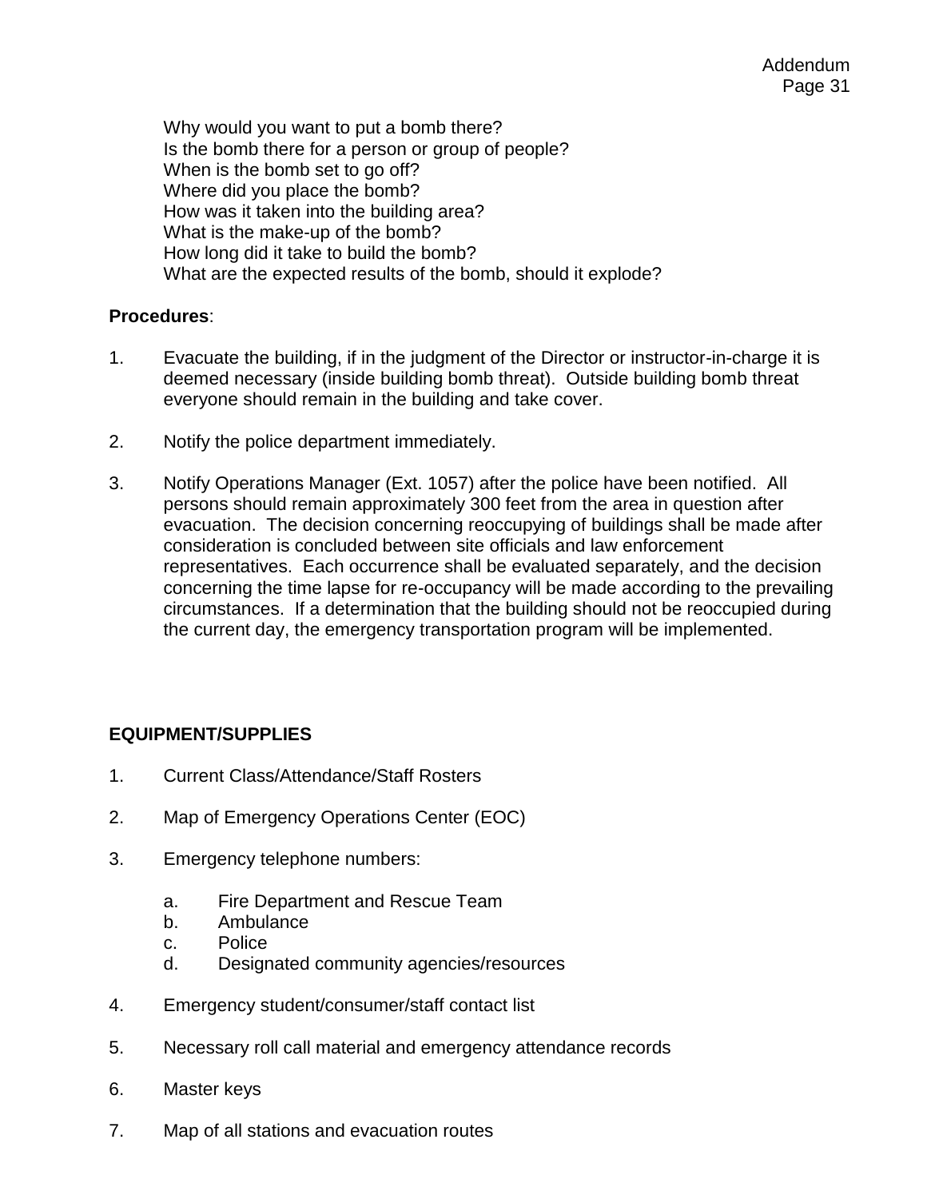Why would you want to put a bomb there?
Is the bomb there for a person or group of people?
When is the bomb set to go off?
Where did you place the bomb?
How was it taken into the building area?
What is the make-up of the bomb?
How long did it take to build the bomb?
What are the expected results of the bomb, should it explode?

**Procedures**:

1. Evacuate the building, if in the judgment of the Director or instructor-in-charge it is deemed necessary (inside building bomb threat). Outside building bomb threat everyone should remain in the building and take cover.

2. Notify the police department immediately.

3. Notify Operations Manager (Ext. 1057) after the police have been notified. All persons should remain approximately 300 feet from the area in question after evacuation. The decision concerning reoccupying of buildings shall be made after consideration is concluded between site officials and law enforcement representatives. Each occurrence shall be evaluated separately, and the decision concerning the time lapse for re-occupancy will be made according to the prevailing circumstances. If a determination that the building should not be reoccupied during the current day, the emergency transportation program will be implemented.

**EQUIPMENT/SUPPLIES**

1. Current Class/Attendance/Staff Rosters

2. Map of Emergency Operations Center (EOC)

3. Emergency telephone numbers:

   a. Fire Department and Rescue Team
   b. Ambulance
   c. Police
   d. Designated community agencies/resources

4. Emergency student/consumer/staff contact list

5. Necessary roll call material and emergency attendance records

6. Master keys

7. Map of all stations and evacuation routes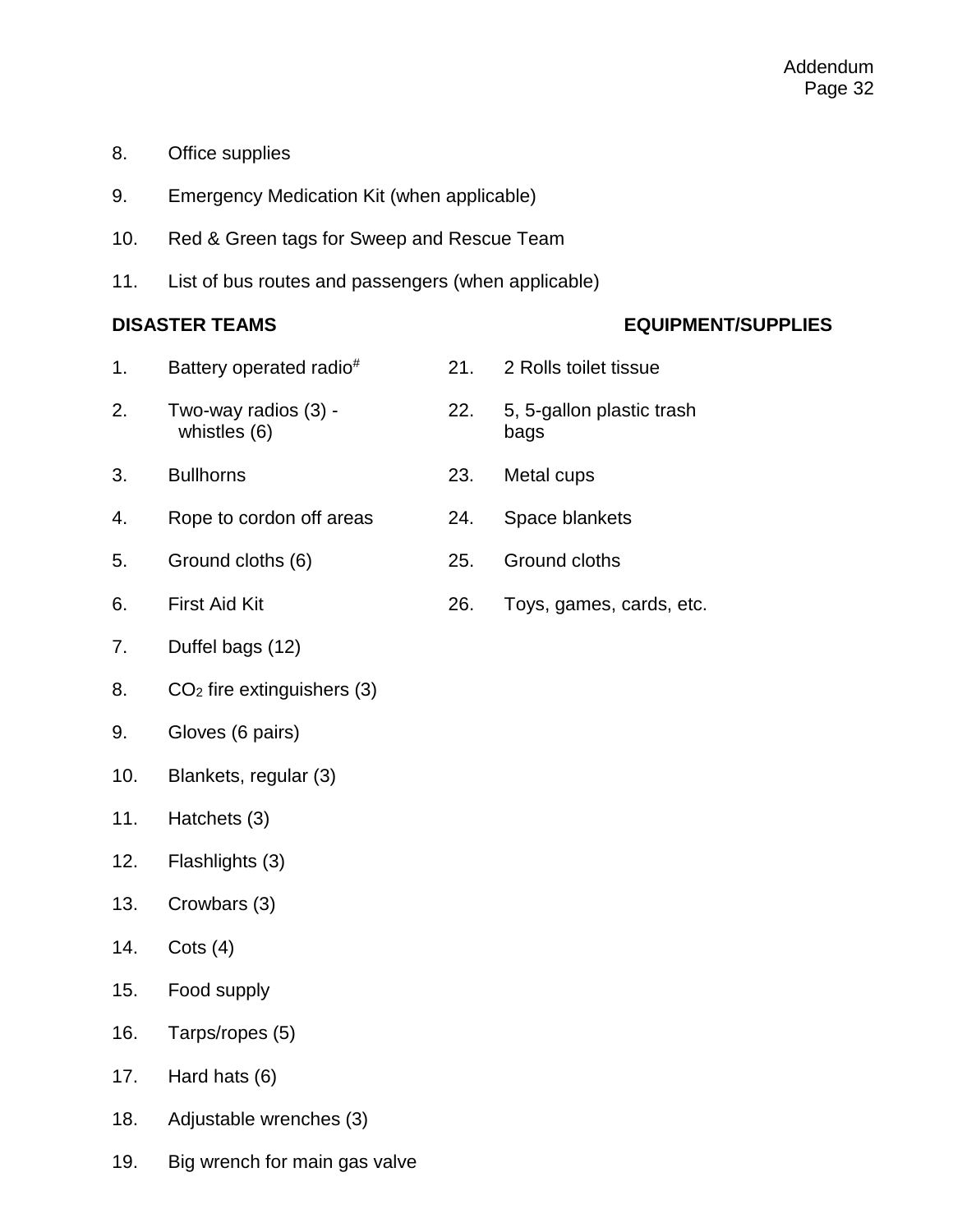8. Office supplies

9. Emergency Medication Kit (when applicable)

10. Red & Green tags for Sweep and Rescue Team

11. List of bus routes and passengers (when applicable)

**DISASTER TEAMS** **EQUIPMENT/SUPPLIES**

1. Battery operated radio[#]
2. Two-way radios (3) - whistles (6)
3. Bullhorns
4. Rope to cordon off areas
5. Ground cloths (6)
6. First Aid Kit
7. Duffel bags (12)
8. $CO_2$ fire extinguishers (3)
9. Gloves (6 pairs)
10. Blankets, regular (3)
11. Hatchets (3)
12. Flashlights (3)
13. Crowbars (3)
14. Cots (4)
15. Food supply
16. Tarps/ropes (5)
17. Hard hats (6)
18. Adjustable wrenches (3)
19. Big wrench for main gas valve

21. 2 Rolls toilet tissue
22. 5, 5-gallon plastic trash bags
23. Metal cups
24. Space blankets
25. Ground cloths
26. Toys, games, cards, etc.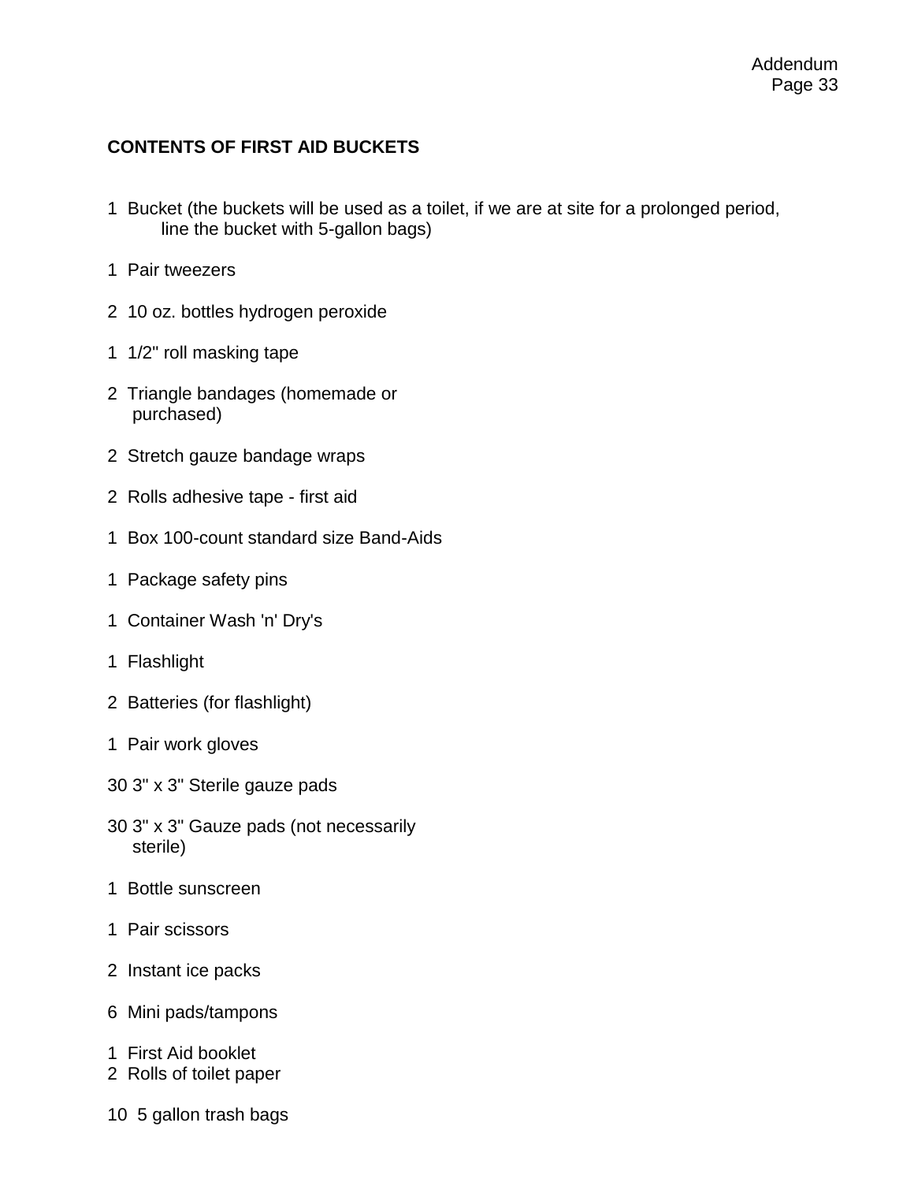Addendum

## CONTENTS OF FIRST AID BUCKETS

1 Bucket (the buckets will be used as a toilet, if we are at site for a prolonged period, line the bucket with 5-gallon bags)

1 Pair tweezers

2 10 oz. bottles hydrogen peroxide

1 1/2" roll masking tape

2 Triangle bandages (homemade or purchased)

2 Stretch gauze bandage wraps

2 Rolls adhesive tape - first aid

1 Box 100-count standard size Band-Aids

1 Package safety pins

1 Container Wash 'n' Dry's

1 Flashlight

2 Batteries (for flashlight)

1 Pair work gloves

30 3" x 3" Sterile gauze pads

30 3" x 3" Gauze pads (not necessarily sterile)

1 Bottle sunscreen

1 Pair scissors

2 Instant ice packs

6 Mini pads/tampons

1 First Aid booklet
2 Rolls of toilet paper

10 5 gallon trash bags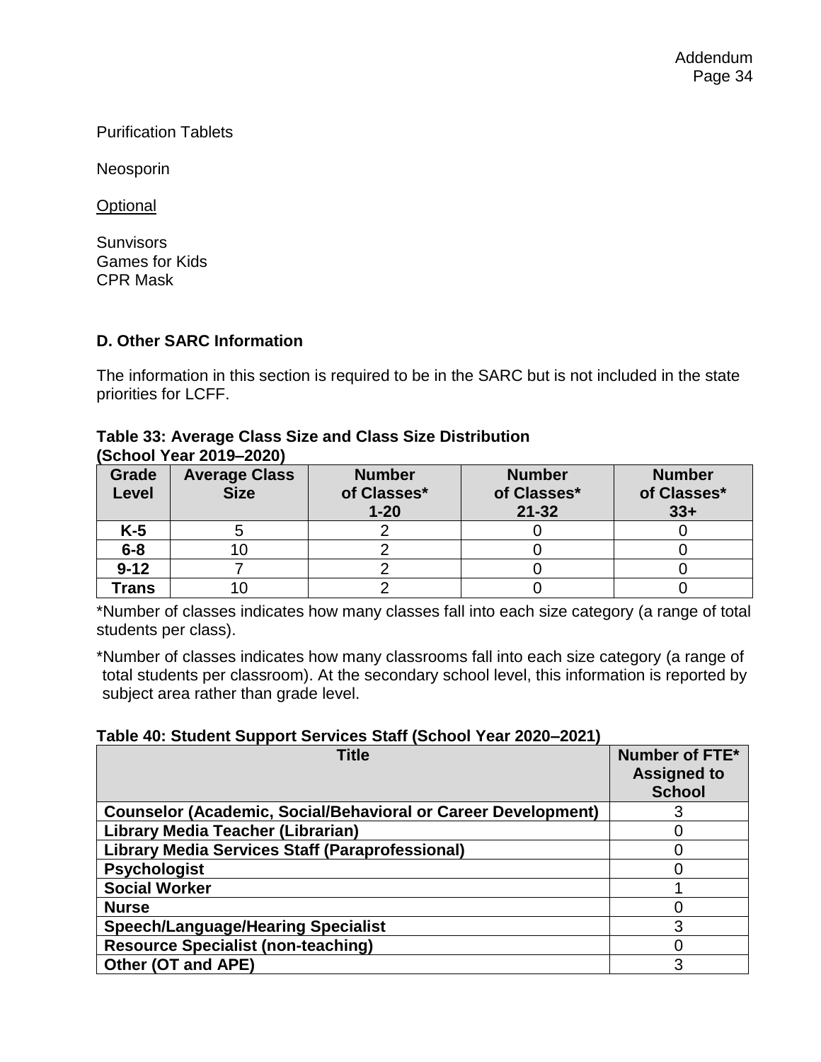Purification Tablets

Neosporin

Optional

Sunvisors
Games for Kids
CPR Mask

## D. Other SARC Information

The information in this section is required to be in the SARC but is not included in the state priorities for LCFF.

**Table 33: Average Class Size and Class Size Distribution (School Year 2019–2020)**

| Grade Level | Average Class Size | Number of Classes* 1-20 | Number of Classes* 21-32 | Number of Classes* 33+ |
|---|---|---|---|---|
| **K-5** | 5 | 2 | 0 | 0 |
| **6-8** | 10 | 2 | 0 | 0 |
| **9-12** | 7 | 2 | 0 | 0 |
| **Trans** | 10 | 2 | 0 | 0 |

*Number of classes indicates how many classes fall into each size category (a range of total students per class).

*Number of classes indicates how many classrooms fall into each size category (a range of total students per classroom). At the secondary school level, this information is reported by subject area rather than grade level.

**Table 40: Student Support Services Staff (School Year 2020–2021)**

| Title | Number of FTE* Assigned to School |
|---|---|
| **Counselor (Academic, Social/Behavioral or Career Development)** | 3 |
| **Library Media Teacher (Librarian)** | 0 |
| **Library Media Services Staff (Paraprofessional)** | 0 |
| **Psychologist** | 0 |
| **Social Worker** | 1 |
| **Nurse** | 0 |
| **Speech/Language/Hearing Specialist** | 3 |
| **Resource Specialist (non-teaching)** | 0 |
| **Other (OT and APE)** | 3 |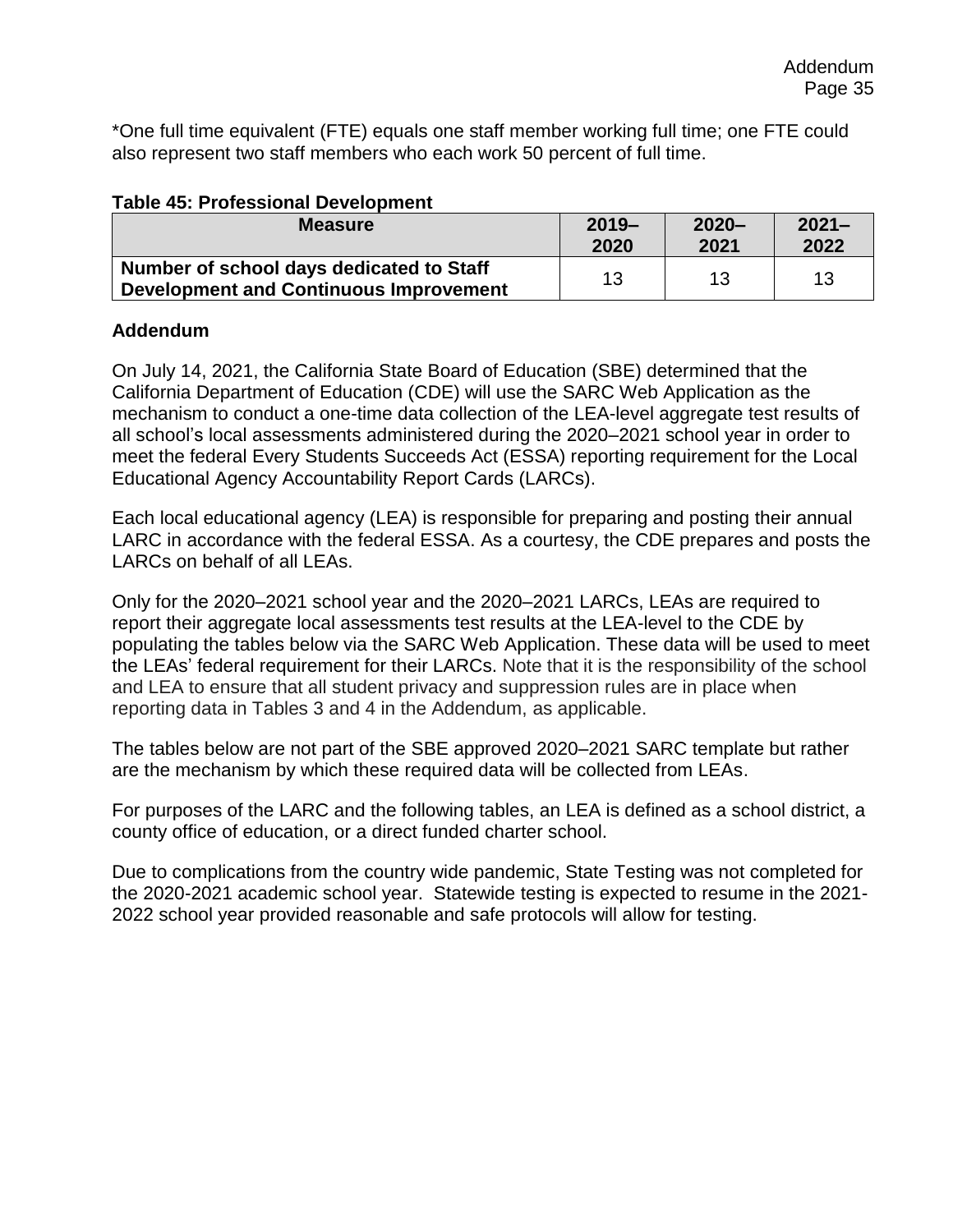*One full time equivalent (FTE) equals one staff member working full time; one FTE could also represent two staff members who each work 50 percent of full time.

**Table 45: Professional Development**

| Measure | 2019–2020 | 2020–2021 | 2021–2022 |
| --- | --- | --- | --- |
| Number of school days dedicated to Staff Development and Continuous Improvement | 13 | 13 | 13 |

**Addendum**

On July 14, 2021, the California State Board of Education (SBE) determined that the California Department of Education (CDE) will use the SARC Web Application as the mechanism to conduct a one-time data collection of the LEA-level aggregate test results of all school's local assessments administered during the 2020–2021 school year in order to meet the federal Every Students Succeeds Act (ESSA) reporting requirement for the Local Educational Agency Accountability Report Cards (LARCs).

Each local educational agency (LEA) is responsible for preparing and posting their annual LARC in accordance with the federal ESSA. As a courtesy, the CDE prepares and posts the LARCs on behalf of all LEAs.

Only for the 2020–2021 school year and the 2020–2021 LARCs, LEAs are required to report their aggregate local assessments test results at the LEA-level to the CDE by populating the tables below via the SARC Web Application. These data will be used to meet the LEAs' federal requirement for their LARCs. Note that it is the responsibility of the school and LEA to ensure that all student privacy and suppression rules are in place when reporting data in Tables 3 and 4 in the Addendum, as applicable.

The tables below are not part of the SBE approved 2020–2021 SARC template but rather are the mechanism by which these required data will be collected from LEAs.

For purposes of the LARC and the following tables, an LEA is defined as a school district, a county office of education, or a direct funded charter school.

Due to complications from the country wide pandemic, State Testing was not completed for the 2020-2021 academic school year. Statewide testing is expected to resume in the 2021-2022 school year provided reasonable and safe protocols will allow for testing.